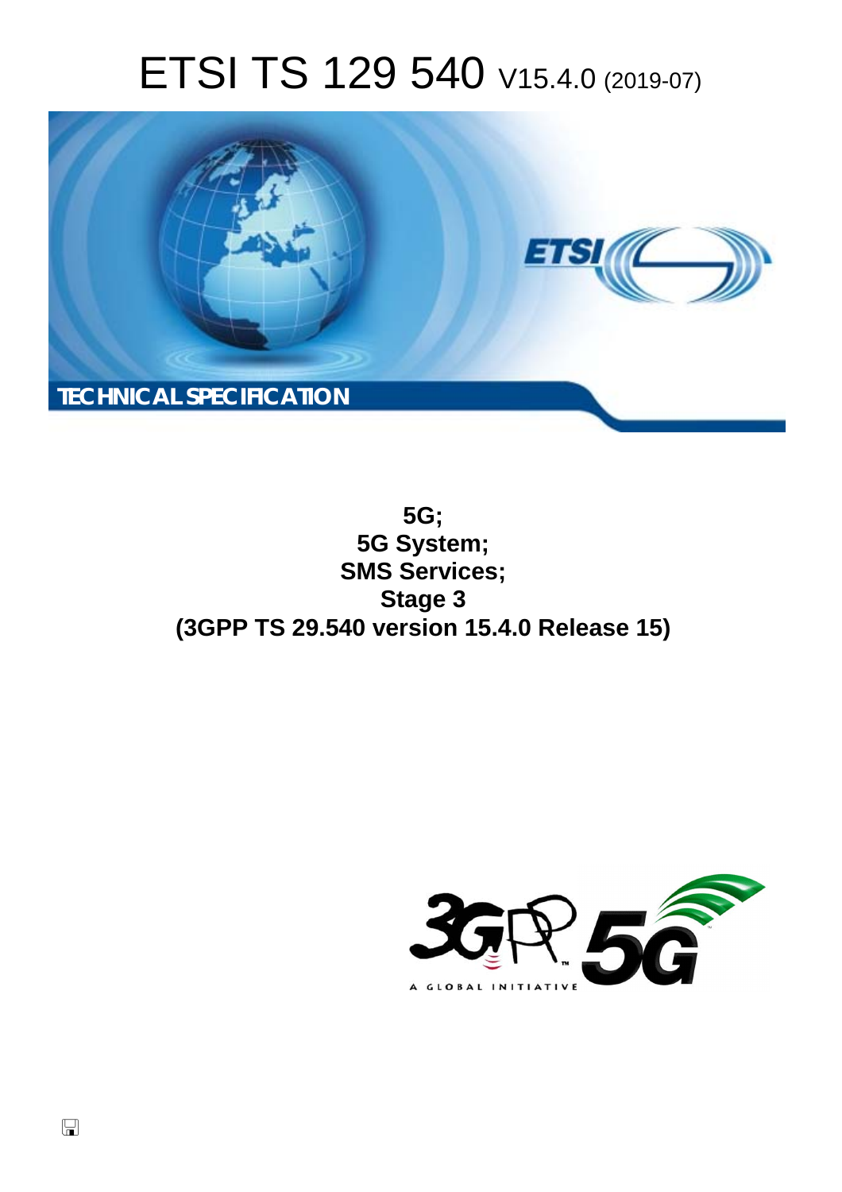# ETSI TS 129 540 V15.4.0 (2019-07)

TECHNICAL SPECIFICATION

**5G;**
**5G System;**
**SMS Services;**
**Stage 3**
**(3GPP TS 29.540 version 15.4.0 Release 15)**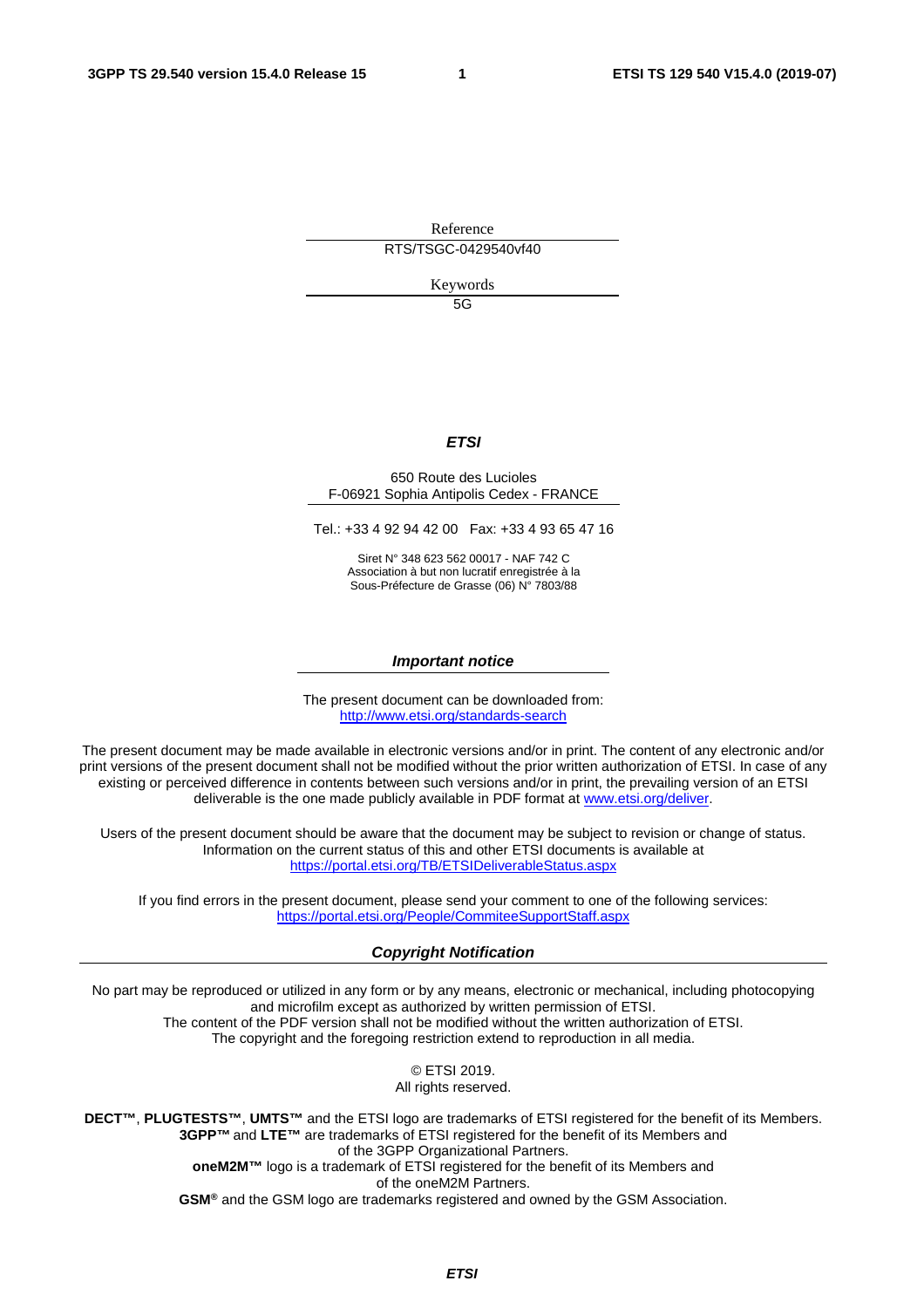Reference

RTS/TSGC-0429540vf40

Keywords

5G

***ETSI***

650 Route des Lucioles
F-06921 Sophia Antipolis Cedex - FRANCE

Tel.: +33 4 92 94 42 00 Fax: +33 4 93 65 47 16

Siret N° 348 623 562 00017 - NAF 742 C
Association à but non lucratif enregistrée à la
Sous-Préfecture de Grasse (06) N° 7803/88

***Important notice***

The present document can be downloaded from:
http://www.etsi.org/standards-search

The present document may be made available in electronic versions and/or in print. The content of any electronic and/or print versions of the present document shall not be modified without the prior written authorization of ETSI. In case of any existing or perceived difference in contents between such versions and/or in print, the prevailing version of an ETSI deliverable is the one made publicly available in PDF format at www.etsi.org/deliver.

Users of the present document should be aware that the document may be subject to revision or change of status. Information on the current status of this and other ETSI documents is available at https://portal.etsi.org/TB/ETSIDeliverableStatus.aspx

If you find errors in the present document, please send your comment to one of the following services:
https://portal.etsi.org/People/CommiteeSupportStaff.aspx

***Copyright Notification***

No part may be reproduced or utilized in any form or by any means, electronic or mechanical, including photocopying and microfilm except as authorized by written permission of ETSI.
The content of the PDF version shall not be modified without the written authorization of ETSI.
The copyright and the foregoing restriction extend to reproduction in all media.

© ETSI 2019.
All rights reserved.

**DECT™**, **PLUGTESTS™**, **UMTS™** and the ETSI logo are trademarks of ETSI registered for the benefit of its Members.
**3GPP™** and **LTE™** are trademarks of ETSI registered for the benefit of its Members and of the 3GPP Organizational Partners.
**oneM2M™** logo is a trademark of ETSI registered for the benefit of its Members and of the oneM2M Partners.
**GSM**® and the GSM logo are trademarks registered and owned by the GSM Association.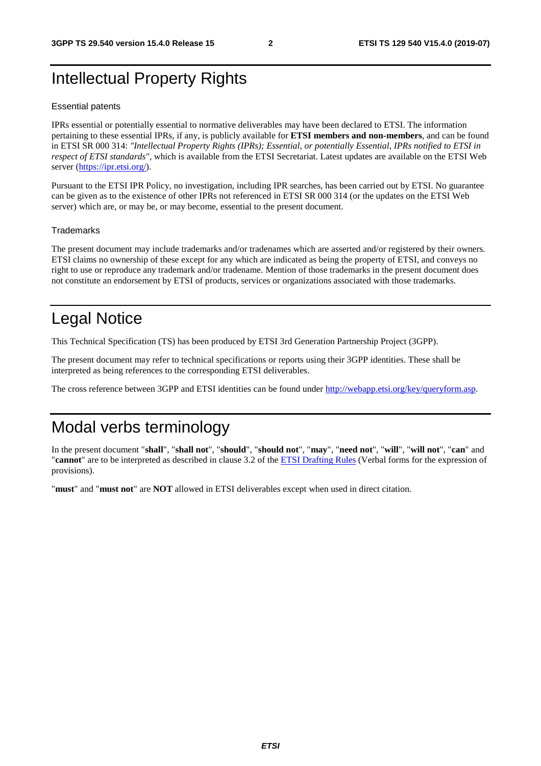# Intellectual Property Rights

### Essential patents

IPRs essential or potentially essential to normative deliverables may have been declared to ETSI. The information pertaining to these essential IPRs, if any, is publicly available for **ETSI members and non-members**, and can be found in ETSI SR 000 314: *"Intellectual Property Rights (IPRs); Essential, or potentially Essential, IPRs notified to ETSI in respect of ETSI standards"*, which is available from the ETSI Secretariat. Latest updates are available on the ETSI Web server (https://ipr.etsi.org/).

Pursuant to the ETSI IPR Policy, no investigation, including IPR searches, has been carried out by ETSI. No guarantee can be given as to the existence of other IPRs not referenced in ETSI SR 000 314 (or the updates on the ETSI Web server) which are, or may be, or may become, essential to the present document.

### Trademarks

The present document may include trademarks and/or tradenames which are asserted and/or registered by their owners. ETSI claims no ownership of these except for any which are indicated as being the property of ETSI, and conveys no right to use or reproduce any trademark and/or tradename. Mention of those trademarks in the present document does not constitute an endorsement by ETSI of products, services or organizations associated with those trademarks.

# Legal Notice

This Technical Specification (TS) has been produced by ETSI 3rd Generation Partnership Project (3GPP).

The present document may refer to technical specifications or reports using their 3GPP identities. These shall be interpreted as being references to the corresponding ETSI deliverables.

The cross reference between 3GPP and ETSI identities can be found under http://webapp.etsi.org/key/queryform.asp.

# Modal verbs terminology

In the present document "**shall**", "**shall not**", "**should**", "**should not**", "**may**", "**need not**", "**will**", "**will not**", "**can**" and "**cannot**" are to be interpreted as described in clause 3.2 of the ETSI Drafting Rules (Verbal forms for the expression of provisions).

"**must**" and "**must not**" are **NOT** allowed in ETSI deliverables except when used in direct citation.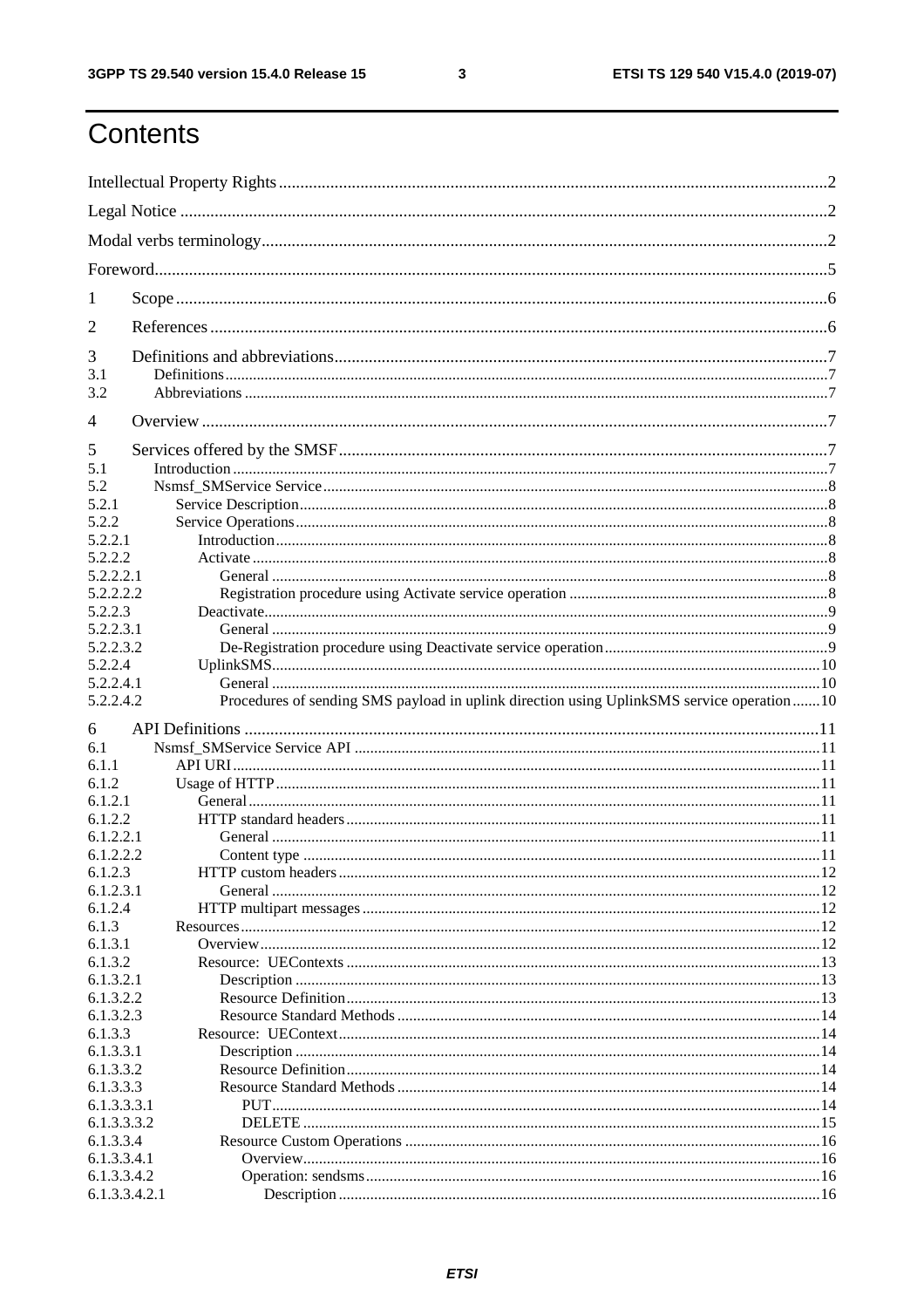# Contents

Intellectual Property Rights .......... 2
Legal Notice .......... 2
Modal verbs terminology .......... 2
Foreword .......... 5

1 Scope .......... 6

2 References .......... 6

3 Definitions and abbreviations .......... 7
3.1 Definitions .......... 7
3.2 Abbreviations .......... 7

4 Overview .......... 7

5 Services offered by the SMSF .......... 7
5.1 Introduction .......... 7
5.2 Nsmsf_SMService Service .......... 8
5.2.1 Service Description .......... 8
5.2.2 Service Operations .......... 8
5.2.2.1 Introduction .......... 8
5.2.2.2 Activate .......... 8
5.2.2.2.1 General .......... 8
5.2.2.2.2 Registration procedure using Activate service operation .......... 8
5.2.2.3 Deactivate .......... 9
5.2.2.3.1 General .......... 9
5.2.2.3.2 De-Registration procedure using Deactivate service operation .......... 9
5.2.2.4 UplinkSMS .......... 10
5.2.2.4.1 General .......... 10
5.2.2.4.2 Procedures of sending SMS payload in uplink direction using UplinkSMS service operation .......... 10

6 API Definitions .......... 11
6.1 Nsmsf_SMService Service API .......... 11
6.1.1 API URI .......... 11
6.1.2 Usage of HTTP .......... 11
6.1.2.1 General .......... 11
6.1.2.2 HTTP standard headers .......... 11
6.1.2.2.1 General .......... 11
6.1.2.2.2 Content type .......... 11
6.1.2.3 HTTP custom headers .......... 12
6.1.2.3.1 General .......... 12
6.1.2.4 HTTP multipart messages .......... 12
6.1.3 Resources .......... 12
6.1.3.1 Overview .......... 12
6.1.3.2 Resource: UEContexts .......... 13
6.1.3.2.1 Description .......... 13
6.1.3.2.2 Resource Definition .......... 13
6.1.3.2.3 Resource Standard Methods .......... 14
6.1.3.3 Resource: UEContext .......... 14
6.1.3.3.1 Description .......... 14
6.1.3.3.2 Resource Definition .......... 14
6.1.3.3.3 Resource Standard Methods .......... 14
6.1.3.3.3.1 PUT .......... 14
6.1.3.3.3.2 DELETE .......... 15
6.1.3.3.4 Resource Custom Operations .......... 16
6.1.3.3.4.1 Overview .......... 16
6.1.3.3.4.2 Operation: sendsms .......... 16
6.1.3.3.4.2.1 Description .......... 16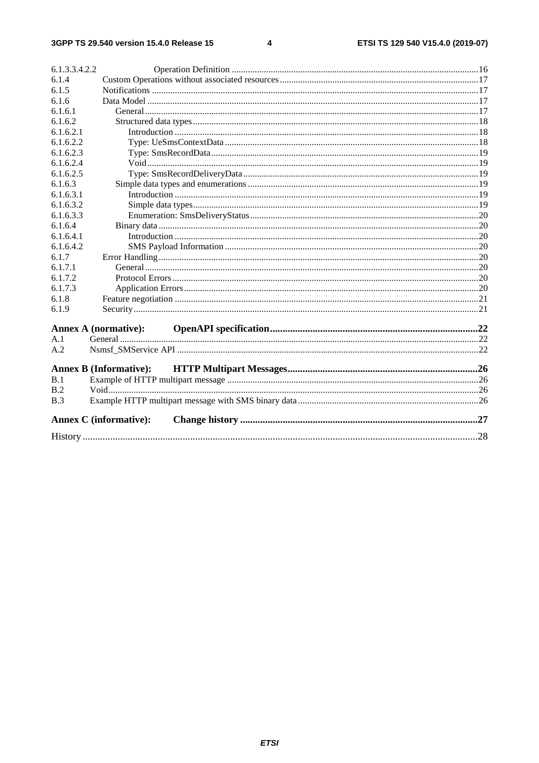6.1.3.3.4.2.2 Operation Definition ... 16
6.1.4 Custom Operations without associated resources ... 17
6.1.5 Notifications ... 17
6.1.6 Data Model ... 17
6.1.6.1 General ... 17
6.1.6.2 Structured data types ... 18
6.1.6.2.1 Introduction ... 18
6.1.6.2.2 Type: UeSmsContextData ... 18
6.1.6.2.3 Type: SmsRecordData ... 19
6.1.6.2.4 Void ... 19
6.1.6.2.5 Type: SmsRecordDeliveryData ... 19
6.1.6.3 Simple data types and enumerations ... 19
6.1.6.3.1 Introduction ... 19
6.1.6.3.2 Simple data types ... 19
6.1.6.3.3 Enumeration: SmsDeliveryStatus ... 20
6.1.6.4 Binary data ... 20
6.1.6.4.1 Introduction ... 20
6.1.6.4.2 SMS Payload Information ... 20
6.1.7 Error Handling ... 20
6.1.7.1 General ... 20
6.1.7.2 Protocol Errors ... 20
6.1.7.3 Application Errors ... 20
6.1.8 Feature negotiation ... 21
6.1.9 Security ... 21

**Annex A (normative): OpenAPI specification ... 22**
A.1 General ... 22
A.2 Nsmsf_SMService API ... 22

**Annex B (Informative): HTTP Multipart Messages ... 26**
B.1 Example of HTTP multipart message ... 26
B.2 Void ... 26
B.3 Example HTTP multipart message with SMS binary data ... 26

**Annex C (informative): Change history ... 27**

History ... 28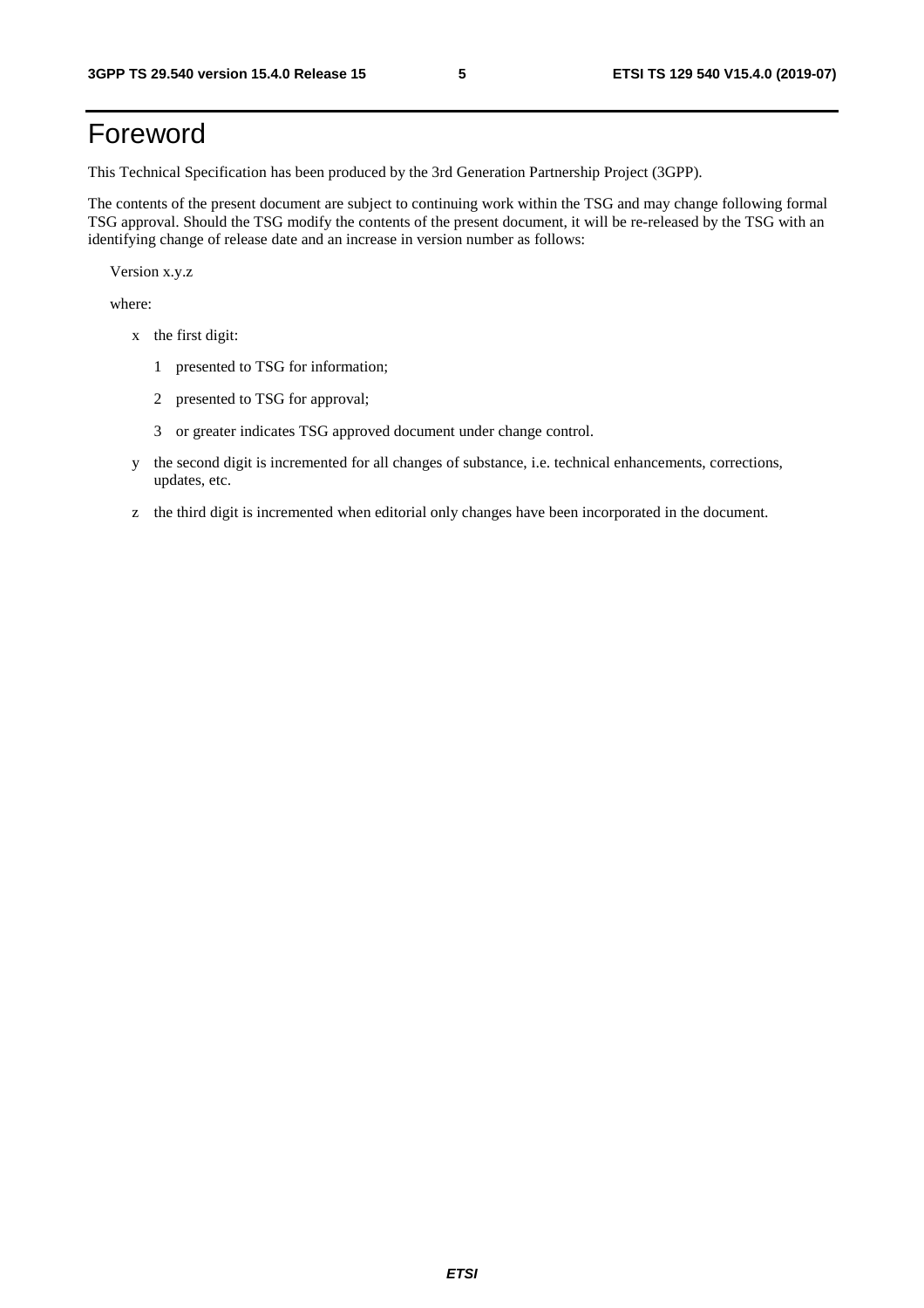# Foreword

This Technical Specification has been produced by the 3rd Generation Partnership Project (3GPP).

The contents of the present document are subject to continuing work within the TSG and may change following formal TSG approval. Should the TSG modify the contents of the present document, it will be re-released by the TSG with an identifying change of release date and an increase in version number as follows:

Version x.y.z

where:

- x the first digit:
  - 1 presented to TSG for information;
  - 2 presented to TSG for approval;
  - 3 or greater indicates TSG approved document under change control.
- y the second digit is incremented for all changes of substance, i.e. technical enhancements, corrections, updates, etc.
- z the third digit is incremented when editorial only changes have been incorporated in the document.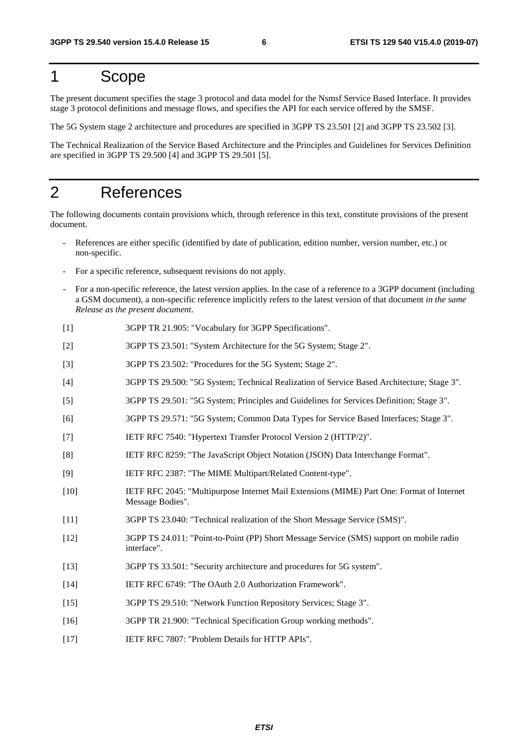# 1 Scope

The present document specifies the stage 3 protocol and data model for the Nsmsf Service Based Interface. It provides stage 3 protocol definitions and message flows, and specifies the API for each service offered by the SMSF.

The 5G System stage 2 architecture and procedures are specified in 3GPP TS 23.501 [2] and 3GPP TS 23.502 [3].

The Technical Realization of the Service Based Architecture and the Principles and Guidelines for Services Definition are specified in 3GPP TS 29.500 [4] and 3GPP TS 29.501 [5].

# 2 References

The following documents contain provisions which, through reference in this text, constitute provisions of the present document.

- References are either specific (identified by date of publication, edition number, version number, etc.) or non-specific.
- For a specific reference, subsequent revisions do not apply.
- For a non-specific reference, the latest version applies. In the case of a reference to a 3GPP document (including a GSM document), a non-specific reference implicitly refers to the latest version of that document *in the same Release as the present document*.

[1] 3GPP TR 21.905: "Vocabulary for 3GPP Specifications".

[2] 3GPP TS 23.501: "System Architecture for the 5G System; Stage 2".

[3] 3GPP TS 23.502: "Procedures for the 5G System; Stage 2".

[4] 3GPP TS 29.500: "5G System; Technical Realization of Service Based Architecture; Stage 3".

[5] 3GPP TS 29.501: "5G System; Principles and Guidelines for Services Definition; Stage 3".

[6] 3GPP TS 29.571: "5G System; Common Data Types for Service Based Interfaces; Stage 3".

[7] IETF RFC 7540: "Hypertext Transfer Protocol Version 2 (HTTP/2)".

[8] IETF RFC 8259: "The JavaScript Object Notation (JSON) Data Interchange Format".

[9] IETF RFC 2387: "The MIME Multipart/Related Content-type".

[10] IETF RFC 2045: "Multipurpose Internet Mail Extensions (MIME) Part One: Format of Internet Message Bodies".

[11] 3GPP TS 23.040: "Technical realization of the Short Message Service (SMS)".

[12] 3GPP TS 24.011: "Point-to-Point (PP) Short Message Service (SMS) support on mobile radio interface".

[13] 3GPP TS 33.501: "Security architecture and procedures for 5G system".

[14] IETF RFC 6749: "The OAuth 2.0 Authorization Framework".

[15] 3GPP TS 29.510: "Network Function Repository Services; Stage 3".

[16] 3GPP TR 21.900: "Technical Specification Group working methods".

[17] IETF RFC 7807: "Problem Details for HTTP APIs".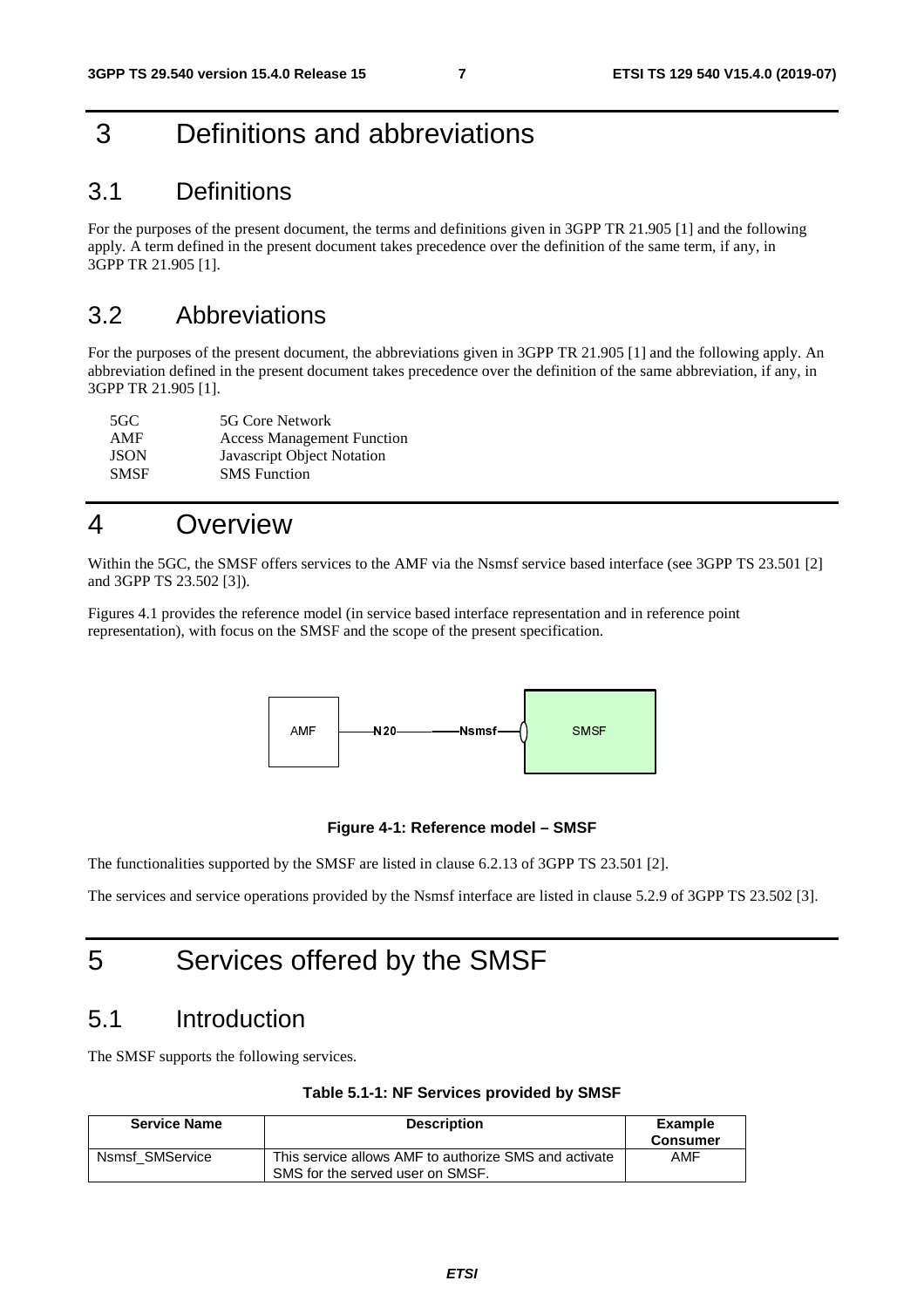# 3 Definitions and abbreviations

## 3.1 Definitions

For the purposes of the present document, the terms and definitions given in 3GPP TR 21.905 [1] and the following apply. A term defined in the present document takes precedence over the definition of the same term, if any, in 3GPP TR 21.905 [1].

## 3.2 Abbreviations

For the purposes of the present document, the abbreviations given in 3GPP TR 21.905 [1] and the following apply. An abbreviation defined in the present document takes precedence over the definition of the same abbreviation, if any, in 3GPP TR 21.905 [1].

| | |
|---|---|
| 5GC | 5G Core Network |
| AMF | Access Management Function |
| JSON | Javascript Object Notation |
| SMSF | SMS Function |

# 4 Overview

Within the 5GC, the SMSF offers services to the AMF via the Nsmsf service based interface (see 3GPP TS 23.501 [2] and 3GPP TS 23.502 [3]).

Figures 4.1 provides the reference model (in service based interface representation and in reference point representation), with focus on the SMSF and the scope of the present specification.

AMF —N20— —Nsmsf— SMSF

**Figure 4-1: Reference model – SMSF**

The functionalities supported by the SMSF are listed in clause 6.2.13 of 3GPP TS 23.501 [2].

The services and service operations provided by the Nsmsf interface are listed in clause 5.2.9 of 3GPP TS 23.502 [3].

# 5 Services offered by the SMSF

## 5.1 Introduction

The SMSF supports the following services.

**Table 5.1-1: NF Services provided by SMSF**

| Service Name | Description | Example Consumer |
|---|---|---|
| Nsmsf_SMService | This service allows AMF to authorize SMS and activate SMS for the served user on SMSF. | AMF |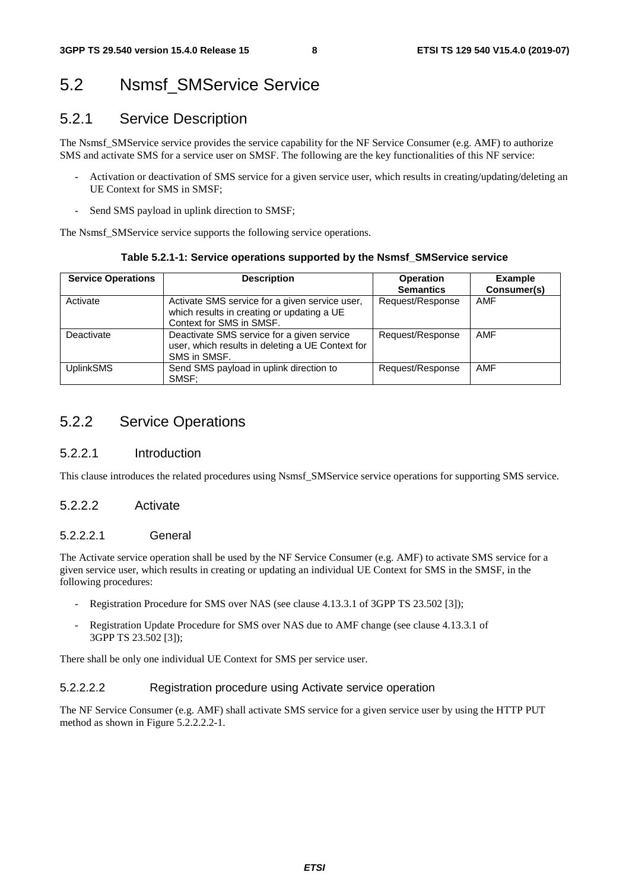## 5.2 Nsmsf_SMService Service

### 5.2.1 Service Description

The Nsmsf_SMService service provides the service capability for the NF Service Consumer (e.g. AMF) to authorize SMS and activate SMS for a service user on SMSF. The following are the key functionalities of this NF service:

- Activation or deactivation of SMS service for a given service user, which results in creating/updating/deleting an UE Context for SMS in SMSF;
- Send SMS payload in uplink direction to SMSF;

The Nsmsf_SMService service supports the following service operations.

**Table 5.2.1-1: Service operations supported by the Nsmsf_SMService service**

| Service Operations | Description | Operation Semantics | Example Consumer(s) |
| --- | --- | --- | --- |
| Activate | Activate SMS service for a given service user, which results in creating or updating a UE Context for SMS in SMSF. | Request/Response | AMF |
| Deactivate | Deactivate SMS service for a given service user, which results in deleting a UE Context for SMS in SMSF. | Request/Response | AMF |
| UplinkSMS | Send SMS payload in uplink direction to SMSF; | Request/Response | AMF |

### 5.2.2 Service Operations

#### 5.2.2.1 Introduction

This clause introduces the related procedures using Nsmsf_SMService service operations for supporting SMS service.

#### 5.2.2.2 Activate

##### 5.2.2.2.1 General

The Activate service operation shall be used by the NF Service Consumer (e.g. AMF) to activate SMS service for a given service user, which results in creating or updating an individual UE Context for SMS in the SMSF, in the following procedures:

- Registration Procedure for SMS over NAS (see clause 4.13.3.1 of 3GPP TS 23.502 [3]);
- Registration Update Procedure for SMS over NAS due to AMF change (see clause 4.13.3.1 of 3GPP TS 23.502 [3]);

There shall be only one individual UE Context for SMS per service user.

##### 5.2.2.2.2 Registration procedure using Activate service operation

The NF Service Consumer (e.g. AMF) shall activate SMS service for a given service user by using the HTTP PUT method as shown in Figure 5.2.2.2.2-1.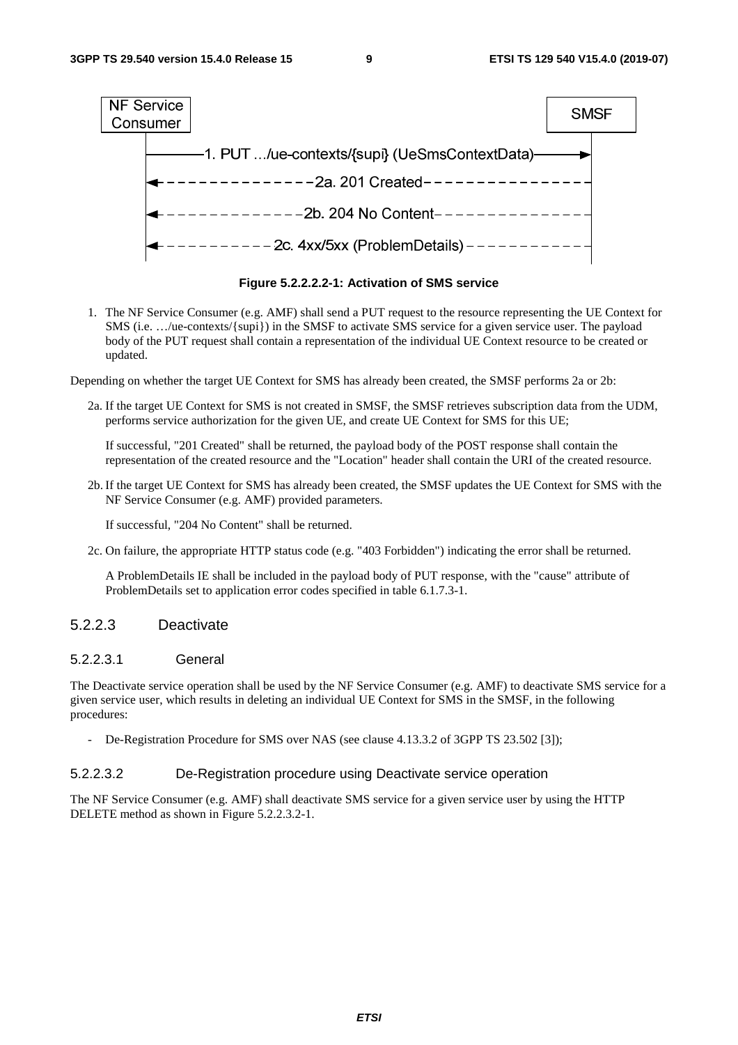NF Service Consumer → SMSF

1. PUT .../ue-contexts/{supi} (UeSmsContextData)

2a. 201 Created

2b. 204 No Content

2c. 4xx/5xx (ProblemDetails)

**Figure 5.2.2.2.2-1: Activation of SMS service**

1. The NF Service Consumer (e.g. AMF) shall send a PUT request to the resource representing the UE Context for SMS (i.e. …/ue-contexts/{supi}) in the SMSF to activate SMS service for a given service user. The payload body of the PUT request shall contain a representation of the individual UE Context resource to be created or updated.

Depending on whether the target UE Context for SMS has already been created, the SMSF performs 2a or 2b:

2a. If the target UE Context for SMS is not created in SMSF, the SMSF retrieves subscription data from the UDM, performs service authorization for the given UE, and create UE Context for SMS for this UE;

If successful, "201 Created" shall be returned, the payload body of the POST response shall contain the representation of the created resource and the "Location" header shall contain the URI of the created resource.

2b. If the target UE Context for SMS has already been created, the SMSF updates the UE Context for SMS with the NF Service Consumer (e.g. AMF) provided parameters.

If successful, "204 No Content" shall be returned.

2c. On failure, the appropriate HTTP status code (e.g. "403 Forbidden") indicating the error shall be returned.

A ProblemDetails IE shall be included in the payload body of PUT response, with the "cause" attribute of ProblemDetails set to application error codes specified in table 6.1.7.3-1.

### 5.2.2.3 Deactivate

#### 5.2.2.3.1 General

The Deactivate service operation shall be used by the NF Service Consumer (e.g. AMF) to deactivate SMS service for a given service user, which results in deleting an individual UE Context for SMS in the SMSF, in the following procedures:

- De-Registration Procedure for SMS over NAS (see clause 4.13.3.2 of 3GPP TS 23.502 [3]);

#### 5.2.2.3.2 De-Registration procedure using Deactivate service operation

The NF Service Consumer (e.g. AMF) shall deactivate SMS service for a given service user by using the HTTP DELETE method as shown in Figure 5.2.2.3.2-1.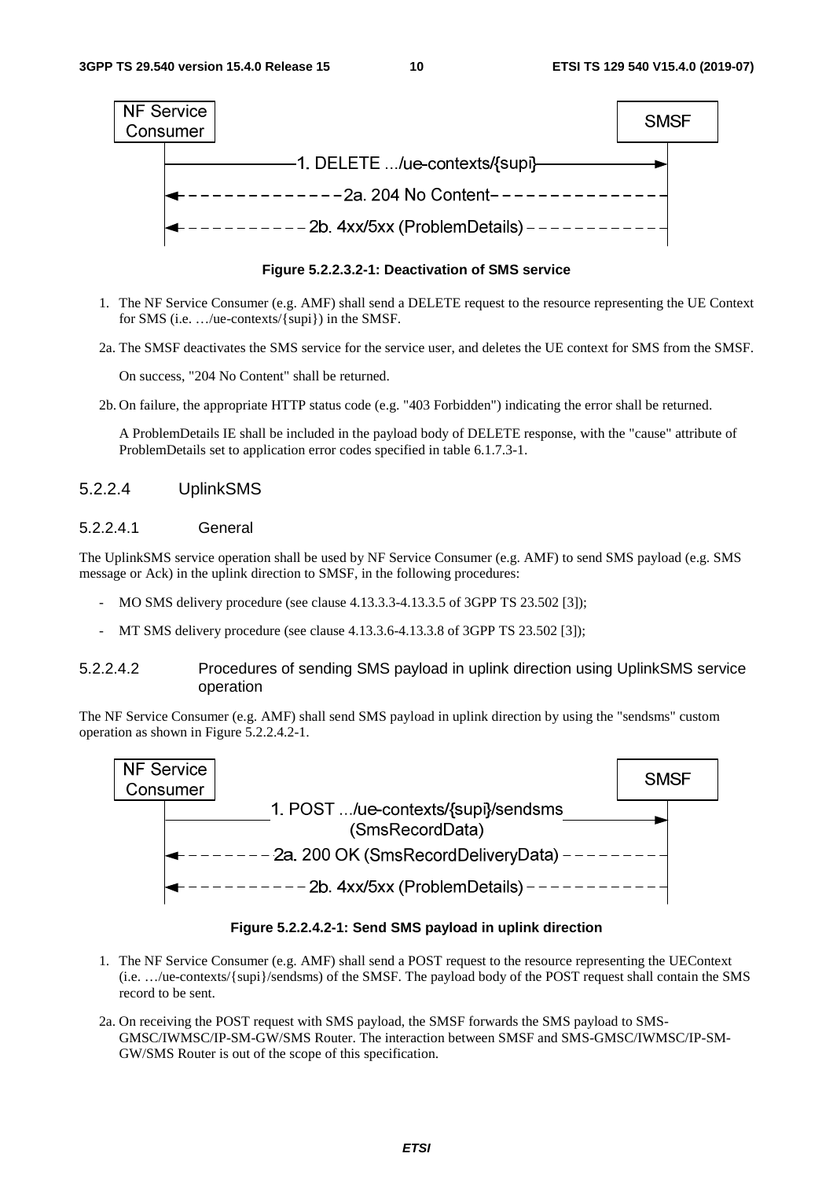NF Service Consumer → SMSF

1. DELETE .../ue-contexts/{supi}

2a. 204 No Content

2b. 4xx/5xx (ProblemDetails)

**Figure 5.2.2.3.2-1: Deactivation of SMS service**

1. The NF Service Consumer (e.g. AMF) shall send a DELETE request to the resource representing the UE Context for SMS (i.e. …/ue-contexts/{supi}) in the SMSF.

2a. The SMSF deactivates the SMS service for the service user, and deletes the UE context for SMS from the SMSF.

On success, "204 No Content" shall be returned.

2b. On failure, the appropriate HTTP status code (e.g. "403 Forbidden") indicating the error shall be returned.

A ProblemDetails IE shall be included in the payload body of DELETE response, with the "cause" attribute of ProblemDetails set to application error codes specified in table 6.1.7.3-1.

#### 5.2.2.4 UplinkSMS

##### 5.2.2.4.1 General

The UplinkSMS service operation shall be used by NF Service Consumer (e.g. AMF) to send SMS payload (e.g. SMS message or Ack) in the uplink direction to SMSF, in the following procedures:

- MO SMS delivery procedure (see clause 4.13.3.3-4.13.3.5 of 3GPP TS 23.502 [3]);
- MT SMS delivery procedure (see clause 4.13.3.6-4.13.3.8 of 3GPP TS 23.502 [3]);

##### 5.2.2.4.2 Procedures of sending SMS payload in uplink direction using UplinkSMS service operation

The NF Service Consumer (e.g. AMF) shall send SMS payload in uplink direction by using the "sendsms" custom operation as shown in Figure 5.2.2.4.2-1.

NF Service Consumer → SMSF

1. POST .../ue-contexts/{supi}/sendsms (SmsRecordData)

2a. 200 OK (SmsRecordDeliveryData)

2b. 4xx/5xx (ProblemDetails)

**Figure 5.2.2.4.2-1: Send SMS payload in uplink direction**

1. The NF Service Consumer (e.g. AMF) shall send a POST request to the resource representing the UEContext (i.e. …/ue-contexts/{supi}/sendsms) of the SMSF. The payload body of the POST request shall contain the SMS record to be sent.

2a. On receiving the POST request with SMS payload, the SMSF forwards the SMS payload to SMS-GMSC/IWMSC/IP-SM-GW/SMS Router. The interaction between SMSF and SMS-GMSC/IWMSC/IP-SM-GW/SMS Router is out of the scope of this specification.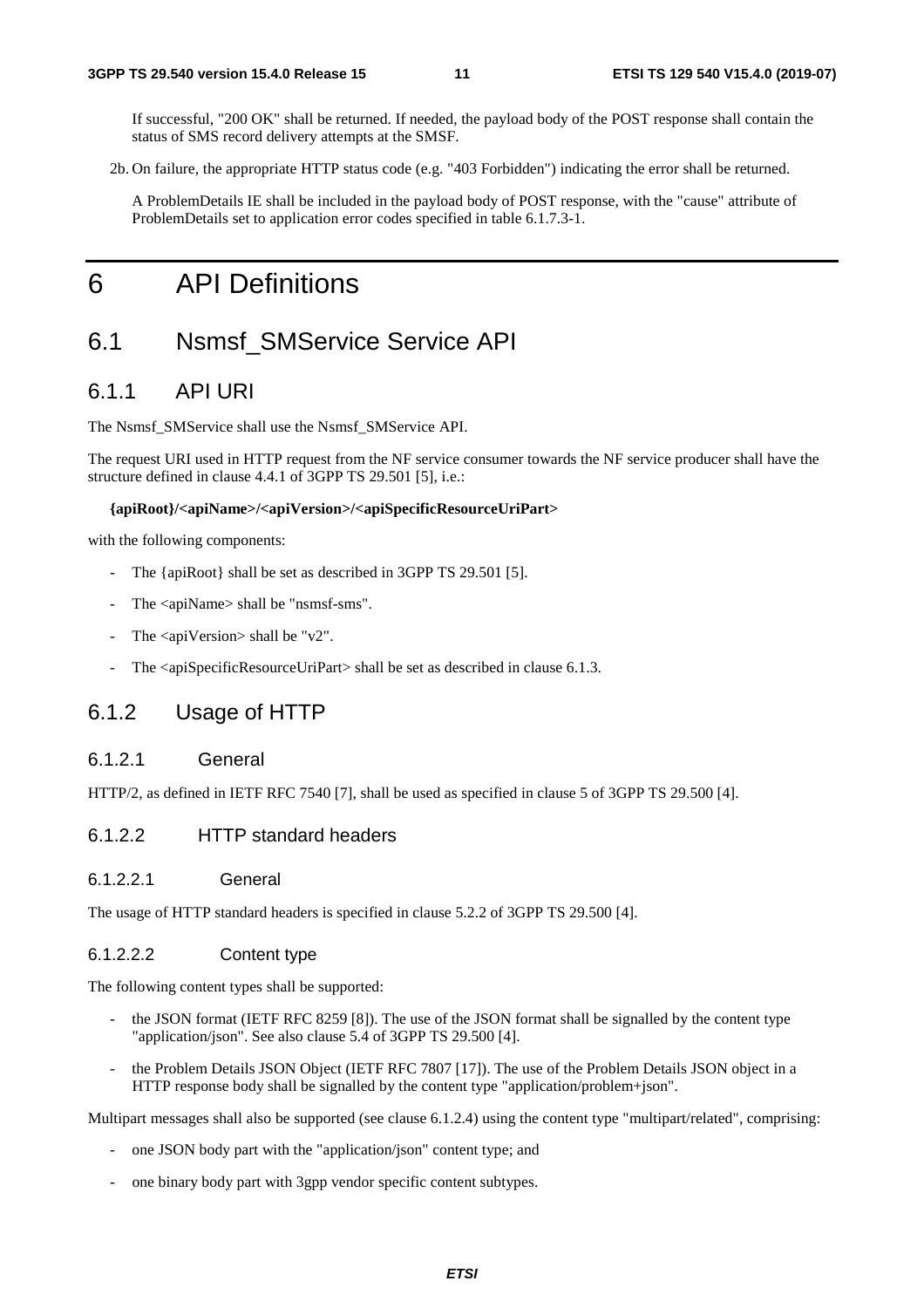If successful, "200 OK" shall be returned. If needed, the payload body of the POST response shall contain the status of SMS record delivery attempts at the SMSF.

2b. On failure, the appropriate HTTP status code (e.g. "403 Forbidden") indicating the error shall be returned.

A ProblemDetails IE shall be included in the payload body of POST response, with the "cause" attribute of ProblemDetails set to application error codes specified in table 6.1.7.3-1.

# 6 API Definitions

## 6.1 Nsmsf_SMService Service API

### 6.1.1 API URI

The Nsmsf_SMService shall use the Nsmsf_SMService API.

The request URI used in HTTP request from the NF service consumer towards the NF service producer shall have the structure defined in clause 4.4.1 of 3GPP TS 29.501 [5], i.e.:

**{apiRoot}/<apiName>/<apiVersion>/<apiSpecificResourceUriPart>**

with the following components:

- The {apiRoot} shall be set as described in 3GPP TS 29.501 [5].
- The <apiName> shall be "nsmsf-sms".
- The <apiVersion> shall be "v2".
- The <apiSpecificResourceUriPart> shall be set as described in clause 6.1.3.

### 6.1.2 Usage of HTTP

#### 6.1.2.1 General

HTTP/2, as defined in IETF RFC 7540 [7], shall be used as specified in clause 5 of 3GPP TS 29.500 [4].

#### 6.1.2.2 HTTP standard headers

##### 6.1.2.2.1 General

The usage of HTTP standard headers is specified in clause 5.2.2 of 3GPP TS 29.500 [4].

##### 6.1.2.2.2 Content type

The following content types shall be supported:

- the JSON format (IETF RFC 8259 [8]). The use of the JSON format shall be signalled by the content type "application/json". See also clause 5.4 of 3GPP TS 29.500 [4].
- the Problem Details JSON Object (IETF RFC 7807 [17]). The use of the Problem Details JSON object in a HTTP response body shall be signalled by the content type "application/problem+json".

Multipart messages shall also be supported (see clause 6.1.2.4) using the content type "multipart/related", comprising:

- one JSON body part with the "application/json" content type; and
- one binary body part with 3gpp vendor specific content subtypes.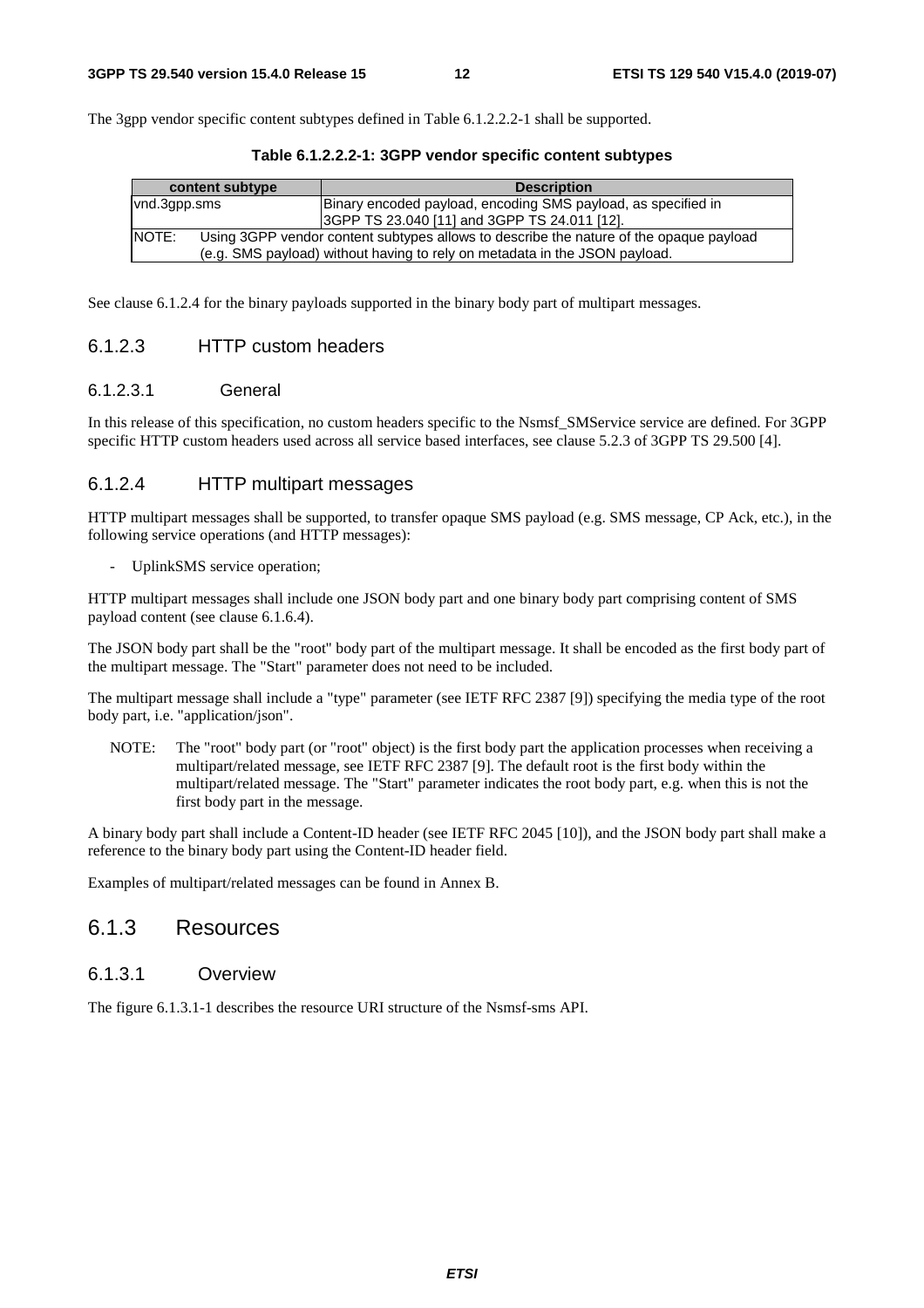The 3gpp vendor specific content subtypes defined in Table 6.1.2.2.2-1 shall be supported.

**Table 6.1.2.2.2-1: 3GPP vendor specific content subtypes**

| content subtype | Description |
|---|---|
| vnd.3gpp.sms | Binary encoded payload, encoding SMS payload, as specified in 3GPP TS 23.040 [11] and 3GPP TS 24.011 [12]. |
| NOTE: Using 3GPP vendor content subtypes allows to describe the nature of the opaque payload (e.g. SMS payload) without having to rely on metadata in the JSON payload. | |

See clause 6.1.2.4 for the binary payloads supported in the binary body part of multipart messages.

### 6.1.2.3 HTTP custom headers

#### 6.1.2.3.1 General

In this release of this specification, no custom headers specific to the Nsmsf_SMService service are defined. For 3GPP specific HTTP custom headers used across all service based interfaces, see clause 5.2.3 of 3GPP TS 29.500 [4].

### 6.1.2.4 HTTP multipart messages

HTTP multipart messages shall be supported, to transfer opaque SMS payload (e.g. SMS message, CP Ack, etc.), in the following service operations (and HTTP messages):

- UplinkSMS service operation;

HTTP multipart messages shall include one JSON body part and one binary body part comprising content of SMS payload content (see clause 6.1.6.4).

The JSON body part shall be the "root" body part of the multipart message. It shall be encoded as the first body part of the multipart message. The "Start" parameter does not need to be included.

The multipart message shall include a "type" parameter (see IETF RFC 2387 [9]) specifying the media type of the root body part, i.e. "application/json".

NOTE: The "root" body part (or "root" object) is the first body part the application processes when receiving a multipart/related message, see IETF RFC 2387 [9]. The default root is the first body within the multipart/related message. The "Start" parameter indicates the root body part, e.g. when this is not the first body part in the message.

A binary body part shall include a Content-ID header (see IETF RFC 2045 [10]), and the JSON body part shall make a reference to the binary body part using the Content-ID header field.

Examples of multipart/related messages can be found in Annex B.

## 6.1.3 Resources

### 6.1.3.1 Overview

The figure 6.1.3.1-1 describes the resource URI structure of the Nsmsf-sms API.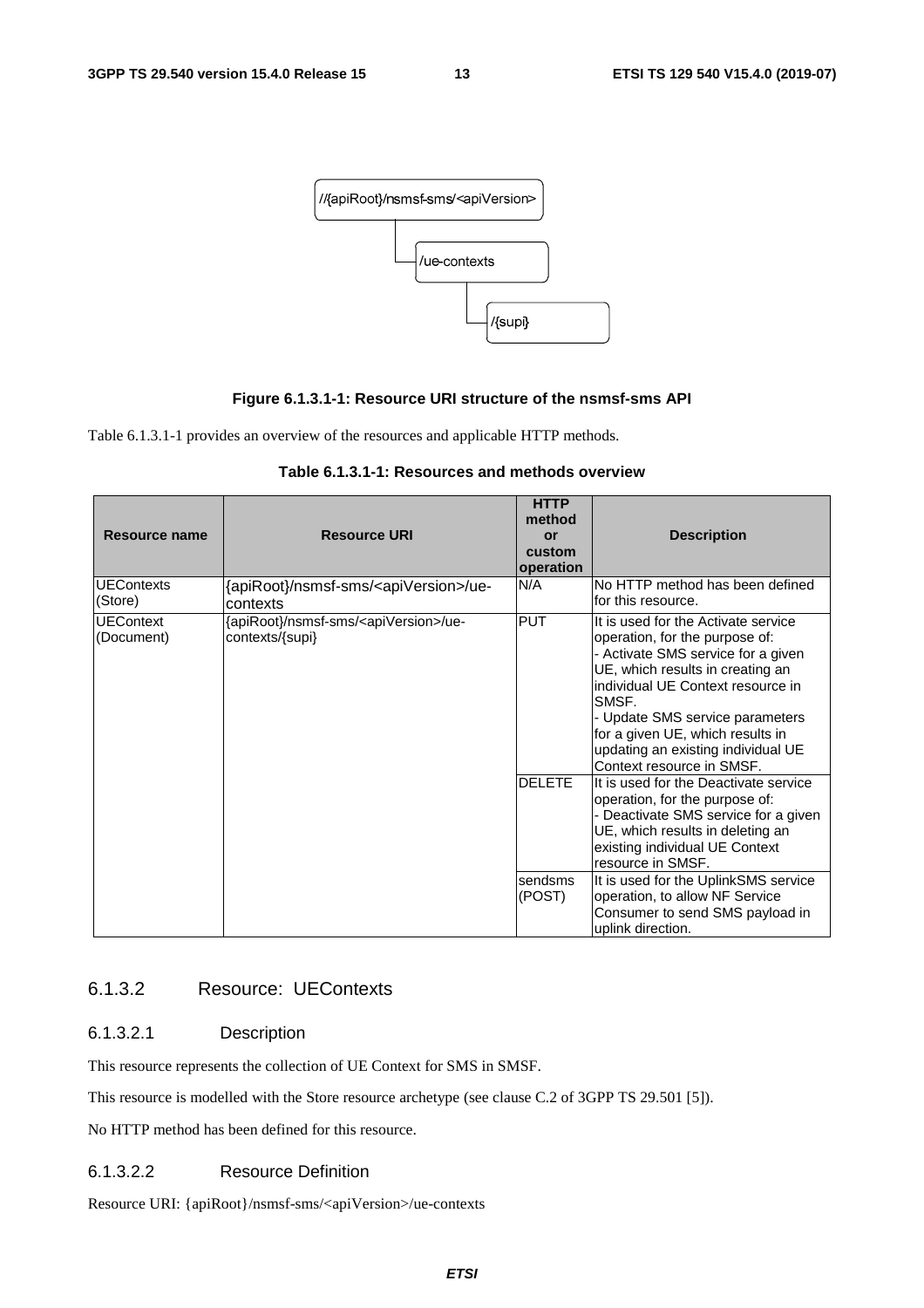//{apiRoot}/nsmsf-sms/<apiVersion>

/ue-contexts

/{supi}

**Figure 6.1.3.1-1: Resource URI structure of the nsmsf-sms API**

Table 6.1.3.1-1 provides an overview of the resources and applicable HTTP methods.

**Table 6.1.3.1-1: Resources and methods overview**

| Resource name | Resource URI | HTTP method or custom operation | Description |
|---|---|---|---|
| UEContexts (Store) | {apiRoot}/nsmsf-sms/<apiVersion>/ue-contexts | N/A | No HTTP method has been defined for this resource. |
| UEContext (Document) | {apiRoot}/nsmsf-sms/<apiVersion>/ue-contexts/{supi} | PUT | It is used for the Activate service operation, for the purpose of:<br>- Activate SMS service for a given UE, which results in creating an individual UE Context resource in SMSF.<br>- Update SMS service parameters for a given UE, which results in updating an existing individual UE Context resource in SMSF. |
| | | DELETE | It is used for the Deactivate service operation, for the purpose of:<br>- Deactivate SMS service for a given UE, which results in deleting an existing individual UE Context resource in SMSF. |
| | | sendsms (POST) | It is used for the UplinkSMS service operation, to allow NF Service Consumer to send SMS payload in uplink direction. |

### 6.1.3.2 Resource: UEContexts

#### 6.1.3.2.1 Description

This resource represents the collection of UE Context for SMS in SMSF.

This resource is modelled with the Store resource archetype (see clause C.2 of 3GPP TS 29.501 [5]).

No HTTP method has been defined for this resource.

#### 6.1.3.2.2 Resource Definition

Resource URI: {apiRoot}/nsmsf-sms/<apiVersion>/ue-contexts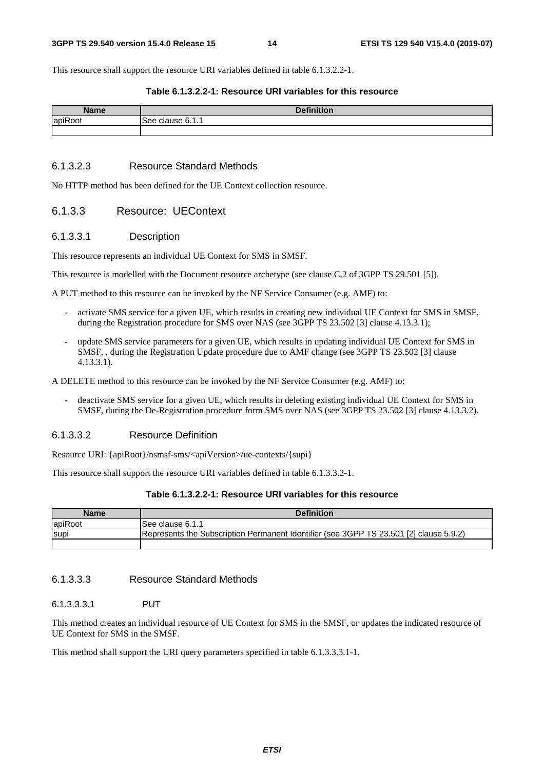This resource shall support the resource URI variables defined in table 6.1.3.2.2-1.

**Table 6.1.3.2.2-1: Resource URI variables for this resource**

| Name | Definition |
| --- | --- |
| apiRoot | See clause 6.1.1 |
| | |

#### 6.1.3.2.3 Resource Standard Methods

No HTTP method has been defined for the UE Context collection resource.

### 6.1.3.3 Resource: UEContext

#### 6.1.3.3.1 Description

This resource represents an individual UE Context for SMS in SMSF.

This resource is modelled with the Document resource archetype (see clause C.2 of 3GPP TS 29.501 [5]).

A PUT method to this resource can be invoked by the NF Service Consumer (e.g. AMF) to:

- activate SMS service for a given UE, which results in creating new individual UE Context for SMS in SMSF, during the Registration procedure for SMS over NAS (see 3GPP TS 23.502 [3] clause 4.13.3.1);
- update SMS service parameters for a given UE, which results in updating individual UE Context for SMS in SMSF, , during the Registration Update procedure due to AMF change (see 3GPP TS 23.502 [3] clause 4.13.3.1).

A DELETE method to this resource can be invoked by the NF Service Consumer (e.g. AMF) to:

- deactivate SMS service for a given UE, which results in deleting existing individual UE Context for SMS in SMSF, during the De-Registration procedure form SMS over NAS (see 3GPP TS 23.502 [3] clause 4.13.3.2).

#### 6.1.3.3.2 Resource Definition

Resource URI: {apiRoot}/nsmsf-sms/<apiVersion>/ue-contexts/{supi}

This resource shall support the resource URI variables defined in table 6.1.3.2.2-1.

**Table 6.1.3.2.2-1: Resource URI variables for this resource**

| Name | Definition |
| --- | --- |
| apiRoot | See clause 6.1.1 |
| supi | Represents the Subscription Permanent Identifier (see 3GPP TS 23.501 [2] clause 5.9.2) |
| | |

#### 6.1.3.3.3 Resource Standard Methods

##### 6.1.3.3.3.1 PUT

This method creates an individual resource of UE Context for SMS in the SMSF, or updates the indicated resource of UE Context for SMS in the SMSF.

This method shall support the URI query parameters specified in table 6.1.3.3.3.1-1.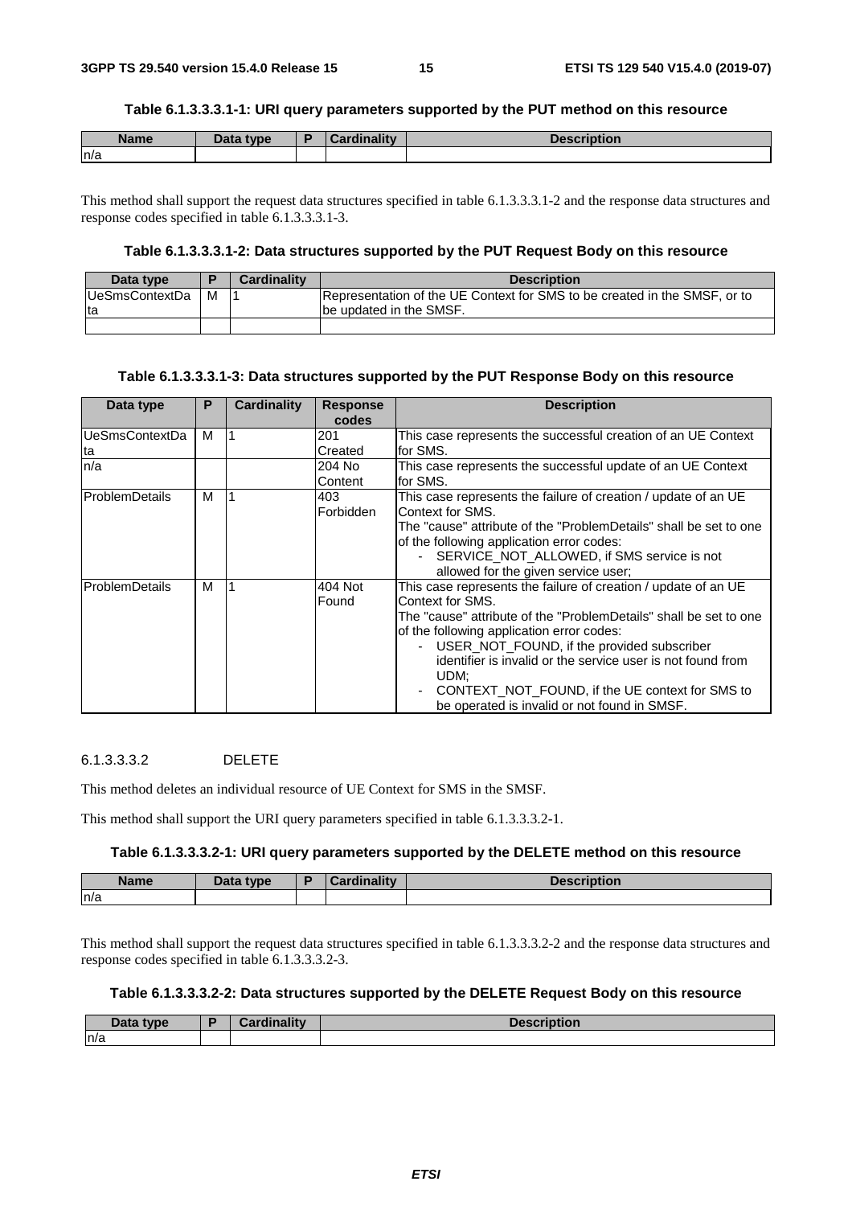**Table 6.1.3.3.3.1-1: URI query parameters supported by the PUT method on this resource**

| Name | Data type | P | Cardinality | Description |
|---|---|---|---|---|
| n/a | | | | |

This method shall support the request data structures specified in table 6.1.3.3.3.1-2 and the response data structures and response codes specified in table 6.1.3.3.3.1-3.

**Table 6.1.3.3.3.1-2: Data structures supported by the PUT Request Body on this resource**

| Data type | P | Cardinality | Description |
|---|---|---|---|
| UeSmsContextData | M | 1 | Representation of the UE Context for SMS to be created in the SMSF, or to be updated in the SMSF. |
| | | | |

**Table 6.1.3.3.3.1-3: Data structures supported by the PUT Response Body on this resource**

| Data type | P | Cardinality | Response codes | Description |
|---|---|---|---|---|
| UeSmsContextData | M | 1 | 201 Created | This case represents the successful creation of an UE Context for SMS. |
| n/a | | | 204 No Content | This case represents the successful update of an UE Context for SMS. |
| ProblemDetails | M | 1 | 403 Forbidden | This case represents the failure of creation / update of an UE Context for SMS.<br>The "cause" attribute of the "ProblemDetails" shall be set to one of the following application error codes:<br>- SERVICE_NOT_ALLOWED, if SMS service is not allowed for the given service user; |
| ProblemDetails | M | 1 | 404 Not Found | This case represents the failure of creation / update of an UE Context for SMS.<br>The "cause" attribute of the "ProblemDetails" shall be set to one of the following application error codes:<br>- USER_NOT_FOUND, if the provided subscriber identifier is invalid or the service user is not found from UDM;<br>- CONTEXT_NOT_FOUND, if the UE context for SMS to be operated is invalid or not found in SMSF. |

#### 6.1.3.3.3.2 DELETE

This method deletes an individual resource of UE Context for SMS in the SMSF.

This method shall support the URI query parameters specified in table 6.1.3.3.3.2-1.

**Table 6.1.3.3.3.2-1: URI query parameters supported by the DELETE method on this resource**

| Name | Data type | P | Cardinality | Description |
|---|---|---|---|---|
| n/a | | | | |

This method shall support the request data structures specified in table 6.1.3.3.3.2-2 and the response data structures and response codes specified in table 6.1.3.3.3.2-3.

**Table 6.1.3.3.3.2-2: Data structures supported by the DELETE Request Body on this resource**

| Data type | P | Cardinality | Description |
|---|---|---|---|
| n/a | | | |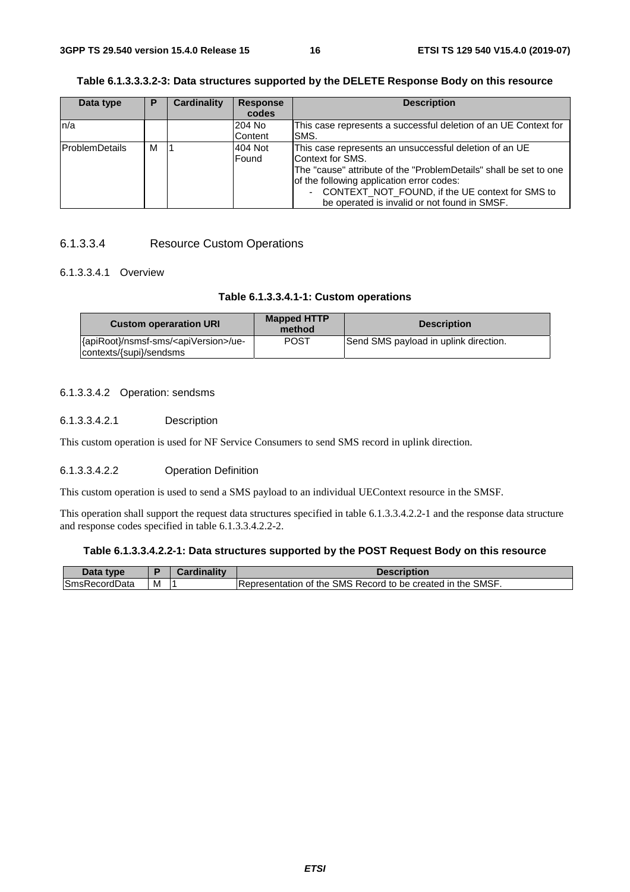**Table 6.1.3.3.3.2-3: Data structures supported by the DELETE Response Body on this resource**

| Data type | P | Cardinality | Response codes | Description |
|---|---|---|---|---|
| n/a | | | 204 No Content | This case represents a successful deletion of an UE Context for SMS. |
| ProblemDetails | M | 1 | 404 Not Found | This case represents an unsuccessful deletion of an UE Context for SMS.<br>The "cause" attribute of the "ProblemDetails" shall be set to one of the following application error codes:<br>- CONTEXT_NOT_FOUND, if the UE context for SMS to be operated is invalid or not found in SMSF. |

### 6.1.3.3.4 Resource Custom Operations

#### 6.1.3.3.4.1 Overview

**Table 6.1.3.3.4.1-1: Custom operations**

| Custom operaration URI | Mapped HTTP method | Description |
|---|---|---|
| {apiRoot}/nsmsf-sms/<apiVersion>/ue-contexts/{supi}/sendsms | POST | Send SMS payload in uplink direction. |

#### 6.1.3.3.4.2 Operation: sendsms

##### 6.1.3.3.4.2.1 Description

This custom operation is used for NF Service Consumers to send SMS record in uplink direction.

##### 6.1.3.3.4.2.2 Operation Definition

This custom operation is used to send a SMS payload to an individual UEContext resource in the SMSF.

This operation shall support the request data structures specified in table 6.1.3.3.4.2.2-1 and the response data structure and response codes specified in table 6.1.3.3.4.2.2-2.

**Table 6.1.3.3.4.2.2-1: Data structures supported by the POST Request Body on this resource**

| Data type | P | Cardinality | Description |
|---|---|---|---|
| SmsRecordData | M | 1 | Representation of the SMS Record to be created in the SMSF. |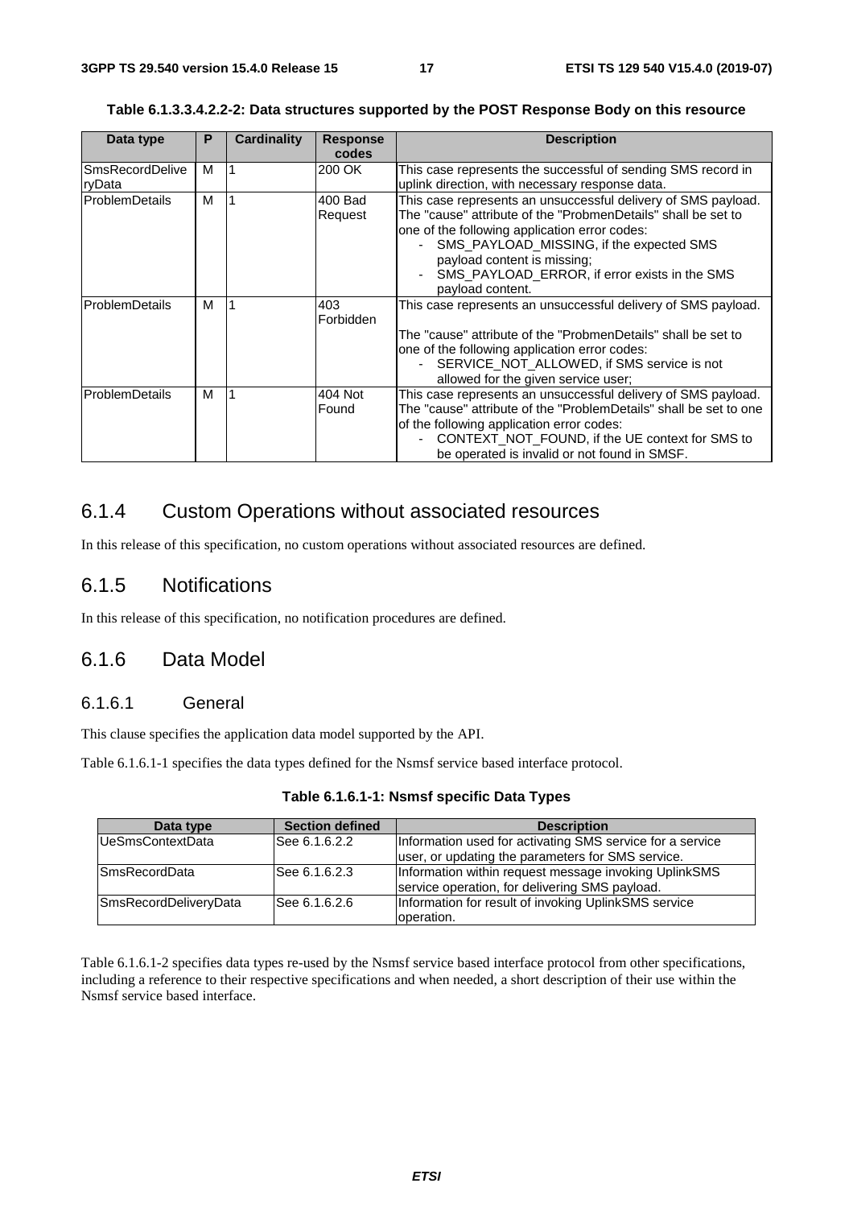**Table 6.1.3.3.4.2.2-2: Data structures supported by the POST Response Body on this resource**

| Data type | P | Cardinality | Response codes | Description |
| --- | --- | --- | --- | --- |
| SmsRecordDeliveryData | M | 1 | 200 OK | This case represents the successful of sending SMS record in uplink direction, with necessary response data. |
| ProblemDetails | M | 1 | 400 Bad Request | This case represents an unsuccessful delivery of SMS payload. The "cause" attribute of the "ProbmenDetails" shall be set to one of the following application error codes:<br>- SMS_PAYLOAD_MISSING, if the expected SMS payload content is missing;<br>- SMS_PAYLOAD_ERROR, if error exists in the SMS payload content. |
| ProblemDetails | M | 1 | 403 Forbidden | This case represents an unsuccessful delivery of SMS payload.<br><br>The "cause" attribute of the "ProbmenDetails" shall be set to one of the following application error codes:<br>- SERVICE_NOT_ALLOWED, if SMS service is not allowed for the given service user; |
| ProblemDetails | M | 1 | 404 Not Found | This case represents an unsuccessful delivery of SMS payload. The "cause" attribute of the "ProblemDetails" shall be set to one of the following application error codes:<br>- CONTEXT_NOT_FOUND, if the UE context for SMS to be operated is invalid or not found in SMSF. |

## 6.1.4 Custom Operations without associated resources

In this release of this specification, no custom operations without associated resources are defined.

## 6.1.5 Notifications

In this release of this specification, no notification procedures are defined.

## 6.1.6 Data Model

### 6.1.6.1 General

This clause specifies the application data model supported by the API.

Table 6.1.6.1-1 specifies the data types defined for the Nsmsf service based interface protocol.

**Table 6.1.6.1-1: Nsmsf specific Data Types**

| Data type | Section defined | Description |
| --- | --- | --- |
| UeSmsContextData | See 6.1.6.2.2 | Information used for activating SMS service for a service user, or updating the parameters for SMS service. |
| SmsRecordData | See 6.1.6.2.3 | Information within request message invoking UplinkSMS service operation, for delivering SMS payload. |
| SmsRecordDeliveryData | See 6.1.6.2.6 | Information for result of invoking UplinkSMS service operation. |

Table 6.1.6.1-2 specifies data types re-used by the Nsmsf service based interface protocol from other specifications, including a reference to their respective specifications and when needed, a short description of their use within the Nsmsf service based interface.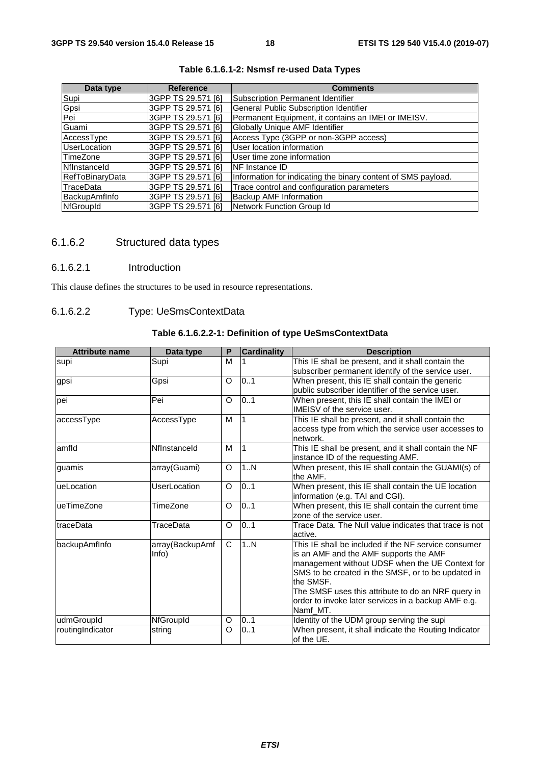**Table 6.1.6.1-2: Nsmsf re-used Data Types**

| Data type | Reference | Comments |
|---|---|---|
| Supi | 3GPP TS 29.571 [6] | Subscription Permanent Identifier |
| Gpsi | 3GPP TS 29.571 [6] | General Public Subscription Identifier |
| Pei | 3GPP TS 29.571 [6] | Permanent Equipment, it contains an IMEI or IMEISV. |
| Guami | 3GPP TS 29.571 [6] | Globally Unique AMF Identifier |
| AccessType | 3GPP TS 29.571 [6] | Access Type (3GPP or non-3GPP access) |
| UserLocation | 3GPP TS 29.571 [6] | User location information |
| TimeZone | 3GPP TS 29.571 [6] | User time zone information |
| NfInstanceId | 3GPP TS 29.571 [6] | NF Instance ID |
| RefToBinaryData | 3GPP TS 29.571 [6] | Information for indicating the binary content of SMS payload. |
| TraceData | 3GPP TS 29.571 [6] | Trace control and configuration parameters |
| BackupAmfInfo | 3GPP TS 29.571 [6] | Backup AMF Information |
| NfGroupId | 3GPP TS 29.571 [6] | Network Function Group Id |

## 6.1.6.2 Structured data types

### 6.1.6.2.1 Introduction

This clause defines the structures to be used in resource representations.

### 6.1.6.2.2 Type: UeSmsContextData

**Table 6.1.6.2.2-1: Definition of type UeSmsContextData**

| Attribute name | Data type | P | Cardinality | Description |
|---|---|---|---|---|
| supi | Supi | M | 1 | This IE shall be present, and it shall contain the subscriber permanent identify of the service user. |
| gpsi | Gpsi | O | 0..1 | When present, this IE shall contain the generic public subscriber identifier of the service user. |
| pei | Pei | O | 0..1 | When present, this IE shall contain the IMEI or IMEISV of the service user. |
| accessType | AccessType | M | 1 | This IE shall be present, and it shall contain the access type from which the service user accesses to network. |
| amfId | NfInstanceId | M | 1 | This IE shall be present, and it shall contain the NF instance ID of the requesting AMF. |
| guamis | array(Guami) | O | 1..N | When present, this IE shall contain the GUAMI(s) of the AMF. |
| ueLocation | UserLocation | O | 0..1 | When present, this IE shall contain the UE location information (e.g. TAI and CGI). |
| ueTimeZone | TimeZone | O | 0..1 | When present, this IE shall contain the current time zone of the service user. |
| traceData | TraceData | O | 0..1 | Trace Data. The Null value indicates that trace is not active. |
| backupAmfInfo | array(BackupAmfInfo) | C | 1..N | This IE shall be included if the NF service consumer is an AMF and the AMF supports the AMF management without UDSF when the UE Context for SMS to be created in the SMSF, or to be updated in the SMSF.<br>The SMSF uses this attribute to do an NRF query in order to invoke later services in a backup AMF e.g. Namf_MT. |
| udmGroupId | NfGroupId | O | 0..1 | Identity of the UDM group serving the supi |
| routingIndicator | string | O | 0..1 | When present, it shall indicate the Routing Indicator of the UE. |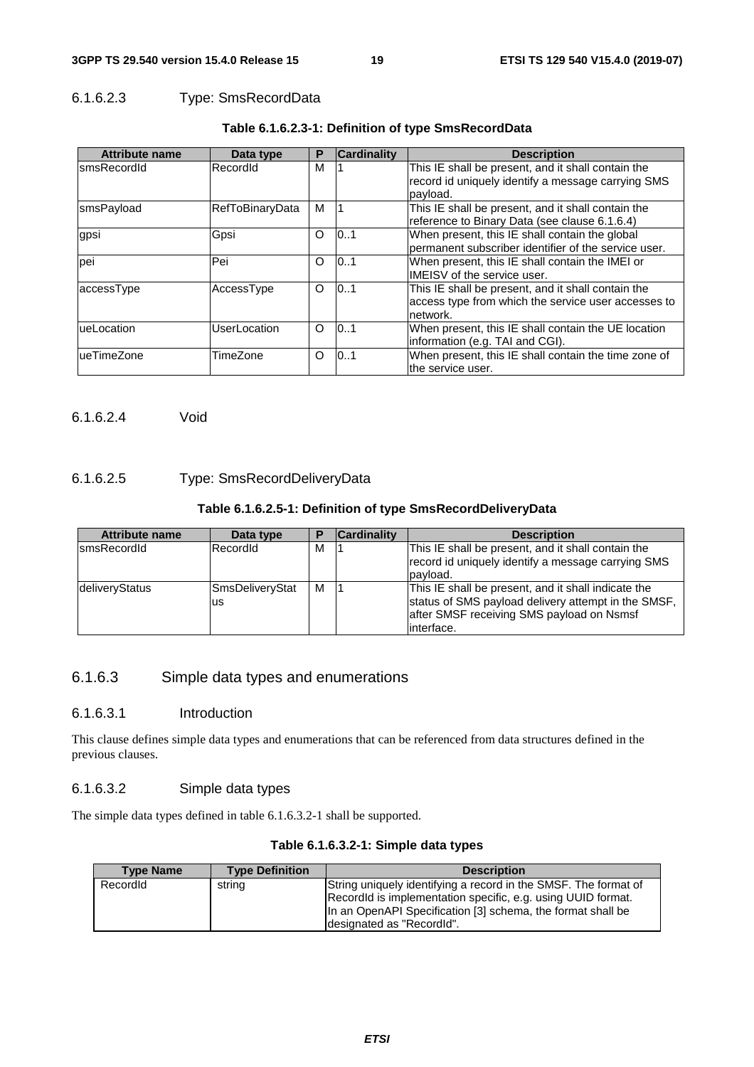#### 6.1.6.2.3 Type: SmsRecordData

**Table 6.1.6.2.3-1: Definition of type SmsRecordData**

| Attribute name | Data type | P | Cardinality | Description |
|---|---|---|---|---|
| smsRecordId | RecordId | M | 1 | This IE shall be present, and it shall contain the record id uniquely identify a message carrying SMS payload. |
| smsPayload | RefToBinaryData | M | 1 | This IE shall be present, and it shall contain the reference to Binary Data (see clause 6.1.6.4) |
| gpsi | Gpsi | O | 0..1 | When present, this IE shall contain the global permanent subscriber identifier of the service user. |
| pei | Pei | O | 0..1 | When present, this IE shall contain the IMEI or IMEISV of the service user. |
| accessType | AccessType | O | 0..1 | This IE shall be present, and it shall contain the access type from which the service user accesses to network. |
| ueLocation | UserLocation | O | 0..1 | When present, this IE shall contain the UE location information (e.g. TAI and CGI). |
| ueTimeZone | TimeZone | O | 0..1 | When present, this IE shall contain the time zone of the service user. |

#### 6.1.6.2.4 Void

#### 6.1.6.2.5 Type: SmsRecordDeliveryData

**Table 6.1.6.2.5-1: Definition of type SmsRecordDeliveryData**

| Attribute name | Data type | P | Cardinality | Description |
|---|---|---|---|---|
| smsRecordId | RecordId | M | 1 | This IE shall be present, and it shall contain the record id uniquely identify a message carrying SMS payload. |
| deliveryStatus | SmsDeliveryStatus | M | 1 | This IE shall be present, and it shall indicate the status of SMS payload delivery attempt in the SMSF, after SMSF receiving SMS payload on Nsmsf interface. |

### 6.1.6.3 Simple data types and enumerations

#### 6.1.6.3.1 Introduction

This clause defines simple data types and enumerations that can be referenced from data structures defined in the previous clauses.

#### 6.1.6.3.2 Simple data types

The simple data types defined in table 6.1.6.3.2-1 shall be supported.

**Table 6.1.6.3.2-1: Simple data types**

| Type Name | Type Definition | Description |
|---|---|---|
| RecordId | string | String uniquely identifying a record in the SMSF. The format of RecordId is implementation specific, e.g. using UUID format. In an OpenAPI Specification [3] schema, the format shall be designated as "RecordId". |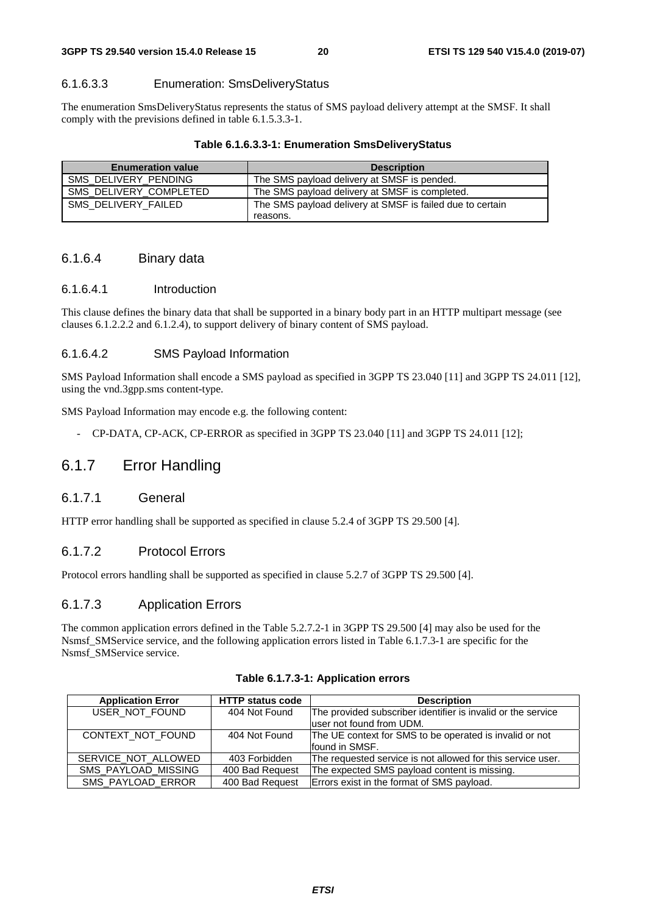#### 6.1.6.3.3 Enumeration: SmsDeliveryStatus

The enumeration SmsDeliveryStatus represents the status of SMS payload delivery attempt at the SMSF. It shall comply with the previsions defined in table 6.1.5.3.3-1.

**Table 6.1.6.3.3-1: Enumeration SmsDeliveryStatus**

| Enumeration value | Description |
| --- | --- |
| SMS_DELIVERY_PENDING | The SMS payload delivery at SMSF is pended. |
| SMS_DELIVERY_COMPLETED | The SMS payload delivery at SMSF is completed. |
| SMS_DELIVERY_FAILED | The SMS payload delivery at SMSF is failed due to certain reasons. |

### 6.1.6.4 Binary data

#### 6.1.6.4.1 Introduction

This clause defines the binary data that shall be supported in a binary body part in an HTTP multipart message (see clauses 6.1.2.2.2 and 6.1.2.4), to support delivery of binary content of SMS payload.

#### 6.1.6.4.2 SMS Payload Information

SMS Payload Information shall encode a SMS payload as specified in 3GPP TS 23.040 [11] and 3GPP TS 24.011 [12], using the vnd.3gpp.sms content-type.

SMS Payload Information may encode e.g. the following content:

- CP-DATA, CP-ACK, CP-ERROR as specified in 3GPP TS 23.040 [11] and 3GPP TS 24.011 [12];

## 6.1.7 Error Handling

### 6.1.7.1 General

HTTP error handling shall be supported as specified in clause 5.2.4 of 3GPP TS 29.500 [4].

### 6.1.7.2 Protocol Errors

Protocol errors handling shall be supported as specified in clause 5.2.7 of 3GPP TS 29.500 [4].

### 6.1.7.3 Application Errors

The common application errors defined in the Table 5.2.7.2-1 in 3GPP TS 29.500 [4] may also be used for the Nsmsf_SMService service, and the following application errors listed in Table 6.1.7.3-1 are specific for the Nsmsf_SMService service.

**Table 6.1.7.3-1: Application errors**

| Application Error | HTTP status code | Description |
| --- | --- | --- |
| USER_NOT_FOUND | 404 Not Found | The provided subscriber identifier is invalid or the service user not found from UDM. |
| CONTEXT_NOT_FOUND | 404 Not Found | The UE context for SMS to be operated is invalid or not found in SMSF. |
| SERVICE_NOT_ALLOWED | 403 Forbidden | The requested service is not allowed for this service user. |
| SMS_PAYLOAD_MISSING | 400 Bad Request | The expected SMS payload content is missing. |
| SMS_PAYLOAD_ERROR | 400 Bad Request | Errors exist in the format of SMS payload. |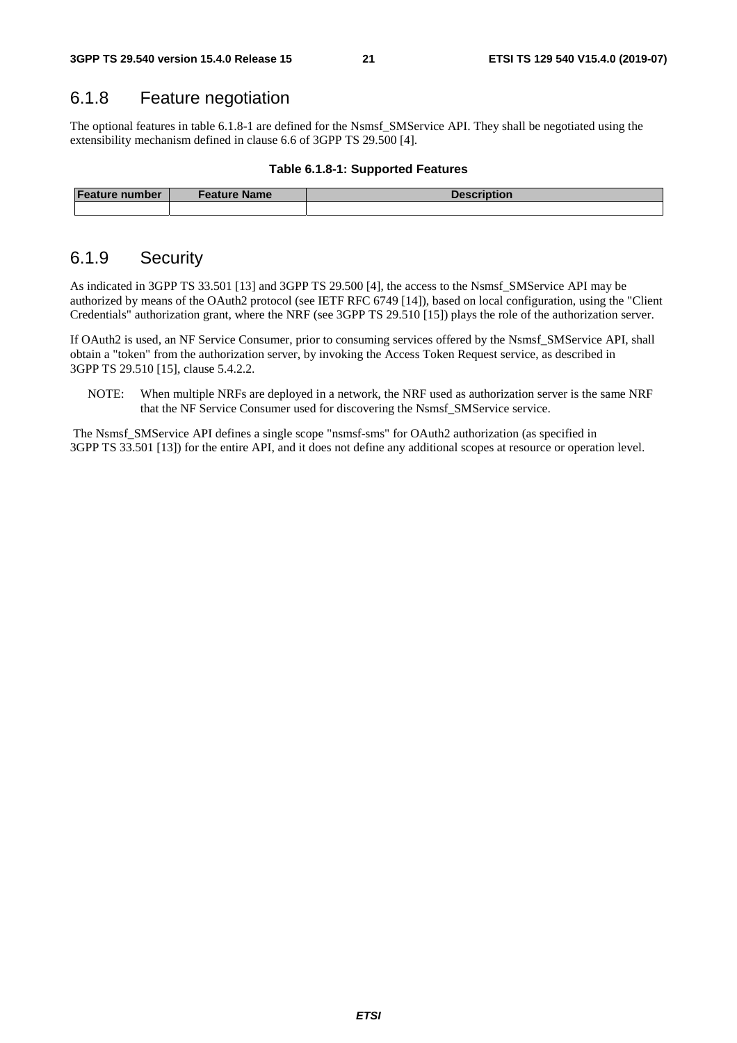## 6.1.8 Feature negotiation

The optional features in table 6.1.8-1 are defined for the Nsmsf_SMService API. They shall be negotiated using the extensibility mechanism defined in clause 6.6 of 3GPP TS 29.500 [4].

**Table 6.1.8-1: Supported Features**

| Feature number | Feature Name | Description |
| --- | --- | --- |
| | | |

## 6.1.9 Security

As indicated in 3GPP TS 33.501 [13] and 3GPP TS 29.500 [4], the access to the Nsmsf_SMService API may be authorized by means of the OAuth2 protocol (see IETF RFC 6749 [14]), based on local configuration, using the "Client Credentials" authorization grant, where the NRF (see 3GPP TS 29.510 [15]) plays the role of the authorization server.

If OAuth2 is used, an NF Service Consumer, prior to consuming services offered by the Nsmsf_SMService API, shall obtain a "token" from the authorization server, by invoking the Access Token Request service, as described in 3GPP TS 29.510 [15], clause 5.4.2.2.

NOTE: When multiple NRFs are deployed in a network, the NRF used as authorization server is the same NRF that the NF Service Consumer used for discovering the Nsmsf_SMService service.

The Nsmsf_SMService API defines a single scope "nsmsf-sms" for OAuth2 authorization (as specified in 3GPP TS 33.501 [13]) for the entire API, and it does not define any additional scopes at resource or operation level.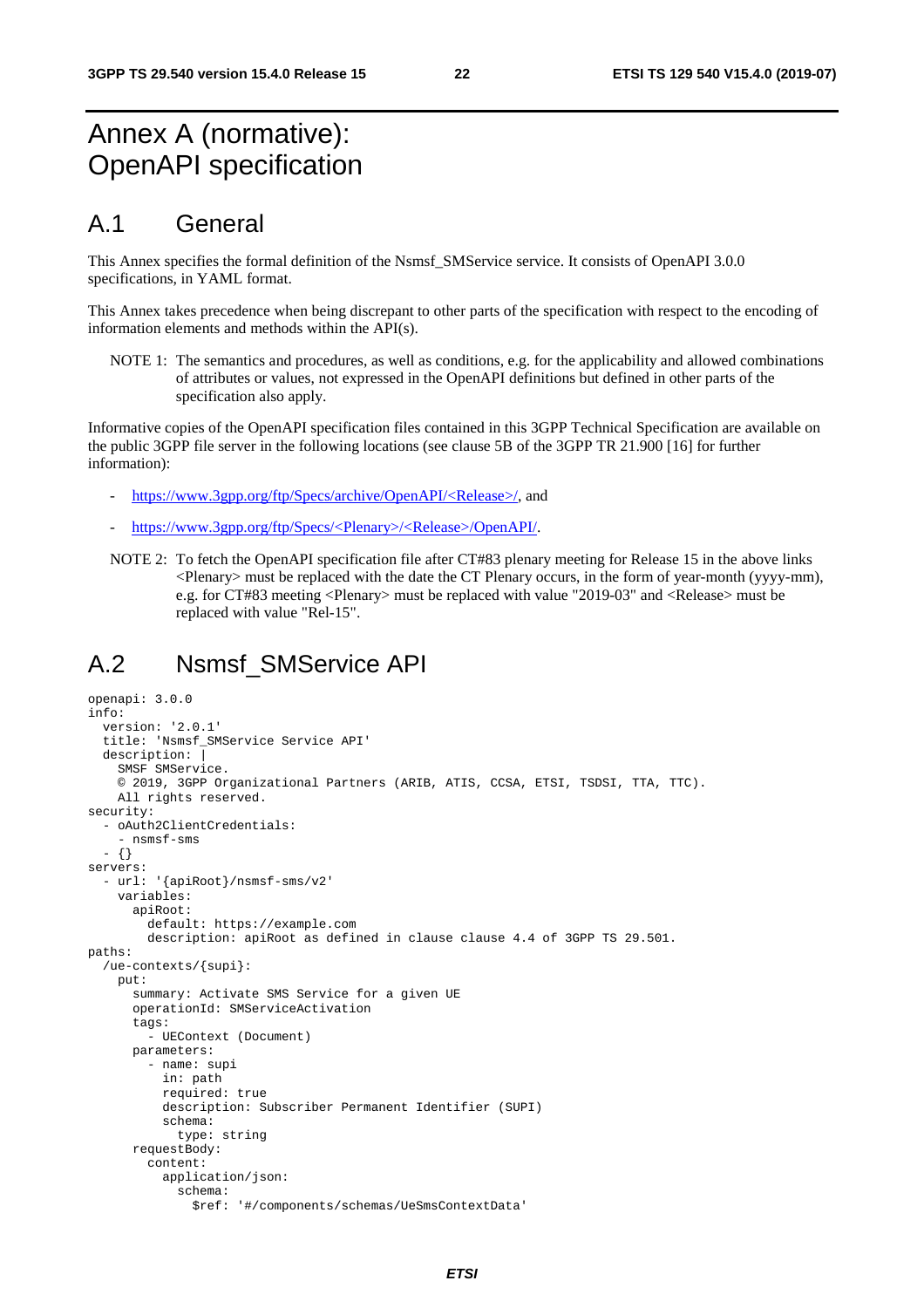# Annex A (normative): OpenAPI specification

## A.1 General

This Annex specifies the formal definition of the Nsmsf_SMService service. It consists of OpenAPI 3.0.0 specifications, in YAML format.

This Annex takes precedence when being discrepant to other parts of the specification with respect to the encoding of information elements and methods within the API(s).

NOTE 1: The semantics and procedures, as well as conditions, e.g. for the applicability and allowed combinations of attributes or values, not expressed in the OpenAPI definitions but defined in other parts of the specification also apply.

Informative copies of the OpenAPI specification files contained in this 3GPP Technical Specification are available on the public 3GPP file server in the following locations (see clause 5B of the 3GPP TR 21.900 [16] for further information):

- https://www.3gpp.org/ftp/Specs/archive/OpenAPI/<Release>/, and
- https://www.3gpp.org/ftp/Specs/<Plenary>/<Release>/OpenAPI/.

NOTE 2: To fetch the OpenAPI specification file after CT#83 plenary meeting for Release 15 in the above links <Plenary> must be replaced with the date the CT Plenary occurs, in the form of year-month (yyyy-mm), e.g. for CT#83 meeting <Plenary> must be replaced with value "2019-03" and <Release> must be replaced with value "Rel-15".

## A.2 Nsmsf_SMService API

```
openapi: 3.0.0
info:
  version: '2.0.1'
  title: 'Nsmsf_SMService Service API'
  description: |
    SMSF SMService.
    © 2019, 3GPP Organizational Partners (ARIB, ATIS, CCSA, ETSI, TSDSI, TTA, TTC).
    All rights reserved.
security:
  - oAuth2ClientCredentials:
    - nsmsf-sms
  - {}
servers:
  - url: '{apiRoot}/nsmsf-sms/v2'
    variables:
      apiRoot:
        default: https://example.com
        description: apiRoot as defined in clause clause 4.4 of 3GPP TS 29.501.
paths:
  /ue-contexts/{supi}:
    put:
      summary: Activate SMS Service for a given UE
      operationId: SMServiceActivation
      tags:
        - UEContext (Document)
      parameters:
        - name: supi
          in: path
          required: true
          description: Subscriber Permanent Identifier (SUPI)
          schema:
            type: string
      requestBody:
        content:
          application/json:
            schema:
              $ref: '#/components/schemas/UeSmsContextData'
```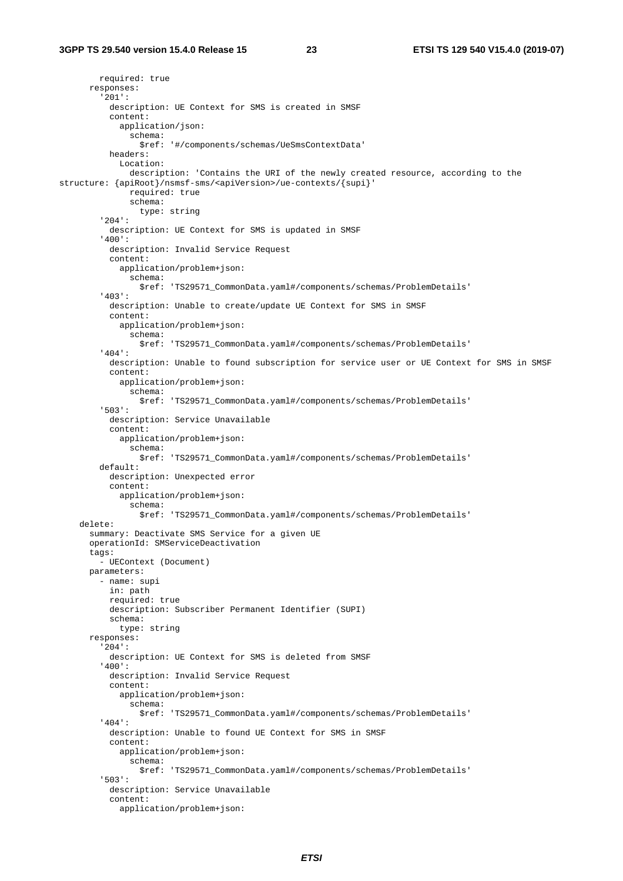```
          required: true
      responses:
        '201':
          description: UE Context for SMS is created in SMSF
          content:
            application/json:
              schema:
                $ref: '#/components/schemas/UeSmsContextData'
          headers:
            Location:
              description: 'Contains the URI of the newly created resource, according to the
structure: {apiRoot}/nsmsf-sms/<apiVersion>/ue-contexts/{supi}'
              required: true
              schema:
                type: string
        '204':
          description: UE Context for SMS is updated in SMSF
        '400':
          description: Invalid Service Request
          content:
            application/problem+json:
              schema:
                $ref: 'TS29571_CommonData.yaml#/components/schemas/ProblemDetails'
        '403':
          description: Unable to create/update UE Context for SMS in SMSF
          content:
            application/problem+json:
              schema:
                $ref: 'TS29571_CommonData.yaml#/components/schemas/ProblemDetails'
        '404':
          description: Unable to found subscription for service user or UE Context for SMS in SMSF
          content:
            application/problem+json:
              schema:
                $ref: 'TS29571_CommonData.yaml#/components/schemas/ProblemDetails'
        '503':
          description: Service Unavailable
          content:
            application/problem+json:
              schema:
                $ref: 'TS29571_CommonData.yaml#/components/schemas/ProblemDetails'
        default:
          description: Unexpected error
          content:
            application/problem+json:
              schema:
                $ref: 'TS29571_CommonData.yaml#/components/schemas/ProblemDetails'
    delete:
      summary: Deactivate SMS Service for a given UE
      operationId: SMServiceDeactivation
      tags:
        - UEContext (Document)
      parameters:
        - name: supi
          in: path
          required: true
          description: Subscriber Permanent Identifier (SUPI)
          schema:
            type: string
      responses:
        '204':
          description: UE Context for SMS is deleted from SMSF
        '400':
          description: Invalid Service Request
          content:
            application/problem+json:
              schema:
                $ref: 'TS29571_CommonData.yaml#/components/schemas/ProblemDetails'
        '404':
          description: Unable to found UE Context for SMS in SMSF
          content:
            application/problem+json:
              schema:
                $ref: 'TS29571_CommonData.yaml#/components/schemas/ProblemDetails'
        '503':
          description: Service Unavailable
          content:
            application/problem+json:
```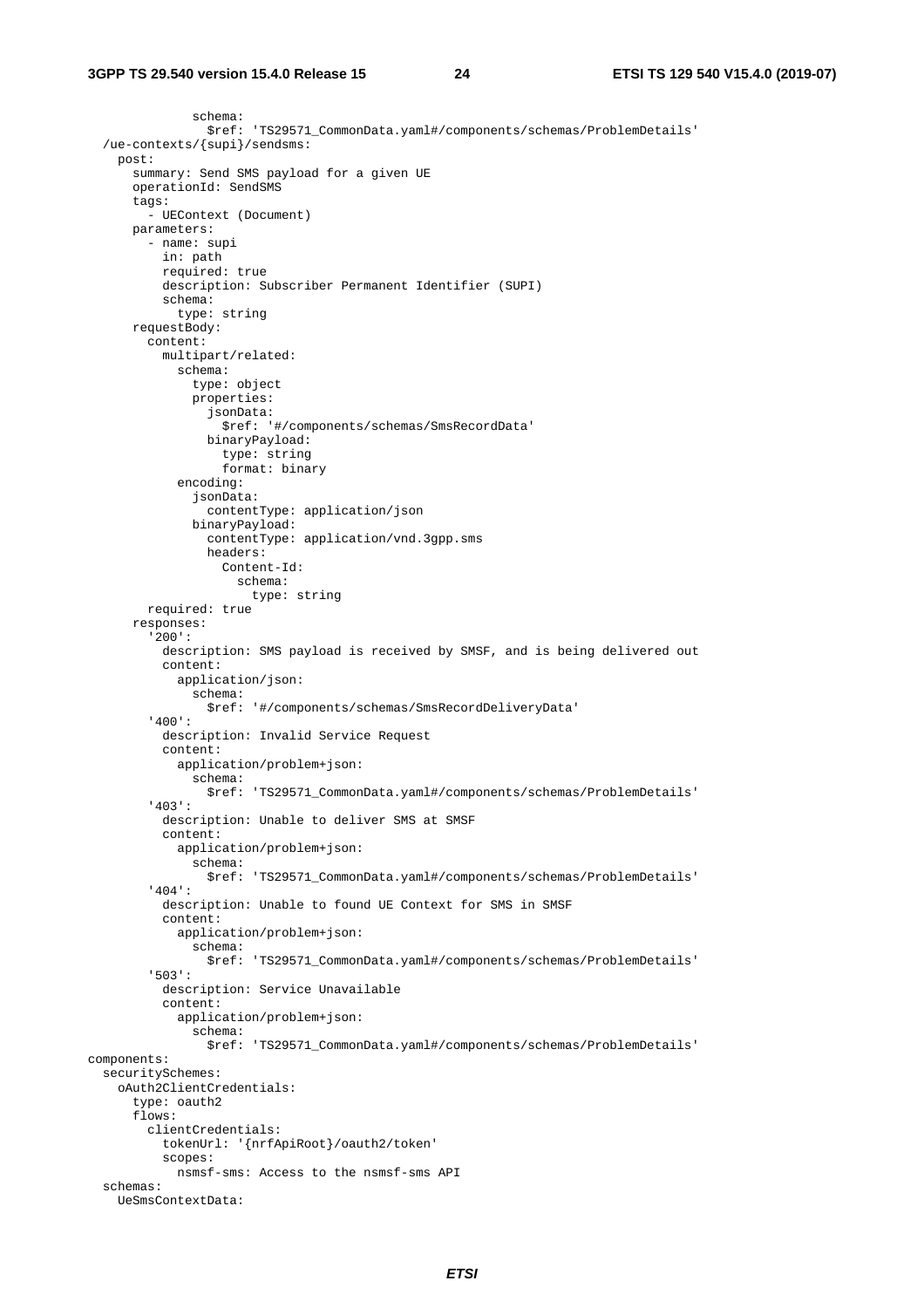```
              schema:
                $ref: 'TS29571_CommonData.yaml#/components/schemas/ProblemDetails'
  /ue-contexts/{supi}/sendsms:
    post:
      summary: Send SMS payload for a given UE
      operationId: SendSMS
      tags:
        - UEContext (Document)
      parameters:
        - name: supi
          in: path
          required: true
          description: Subscriber Permanent Identifier (SUPI)
          schema:
            type: string
      requestBody:
        content:
          multipart/related:
            schema:
              type: object
              properties:
                jsonData:
                  $ref: '#/components/schemas/SmsRecordData'
                binaryPayload:
                  type: string
                  format: binary
            encoding:
              jsonData:
                contentType: application/json
              binaryPayload:
                contentType: application/vnd.3gpp.sms
                headers:
                  Content-Id:
                    schema:
                      type: string
        required: true
      responses:
        '200':
          description: SMS payload is received by SMSF, and is being delivered out
          content:
            application/json:
              schema:
                $ref: '#/components/schemas/SmsRecordDeliveryData'
        '400':
          description: Invalid Service Request
          content:
            application/problem+json:
              schema:
                $ref: 'TS29571_CommonData.yaml#/components/schemas/ProblemDetails'
        '403':
          description: Unable to deliver SMS at SMSF
          content:
            application/problem+json:
              schema:
                $ref: 'TS29571_CommonData.yaml#/components/schemas/ProblemDetails'
        '404':
          description: Unable to found UE Context for SMS in SMSF
          content:
            application/problem+json:
              schema:
                $ref: 'TS29571_CommonData.yaml#/components/schemas/ProblemDetails'
        '503':
          description: Service Unavailable
          content:
            application/problem+json:
              schema:
                $ref: 'TS29571_CommonData.yaml#/components/schemas/ProblemDetails'
components:
  securitySchemes:
    oAuth2ClientCredentials:
      type: oauth2
      flows:
        clientCredentials:
          tokenUrl: '{nrfApiRoot}/oauth2/token'
          scopes:
            nsmsf-sms: Access to the nsmsf-sms API
  schemas:
    UeSmsContextData:
```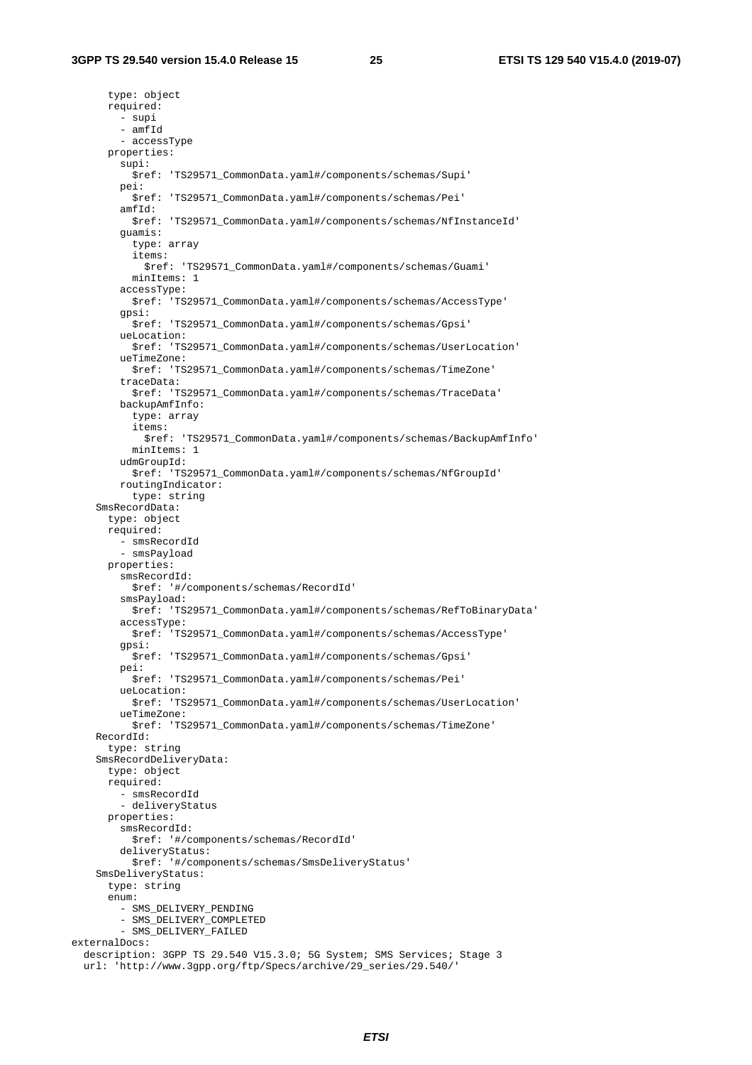```
      type: object
      required:
        - supi
        - amfId
        - accessType
      properties:
        supi:
          $ref: 'TS29571_CommonData.yaml#/components/schemas/Supi'
        pei:
          $ref: 'TS29571_CommonData.yaml#/components/schemas/Pei'
        amfId:
          $ref: 'TS29571_CommonData.yaml#/components/schemas/NfInstanceId'
        guamis:
          type: array
          items:
            $ref: 'TS29571_CommonData.yaml#/components/schemas/Guami'
          minItems: 1
        accessType:
          $ref: 'TS29571_CommonData.yaml#/components/schemas/AccessType'
        gpsi:
          $ref: 'TS29571_CommonData.yaml#/components/schemas/Gpsi'
        ueLocation:
          $ref: 'TS29571_CommonData.yaml#/components/schemas/UserLocation'
        ueTimeZone:
          $ref: 'TS29571_CommonData.yaml#/components/schemas/TimeZone'
        traceData:
          $ref: 'TS29571_CommonData.yaml#/components/schemas/TraceData'
        backupAmfInfo:
          type: array
          items:
            $ref: 'TS29571_CommonData.yaml#/components/schemas/BackupAmfInfo'
          minItems: 1
        udmGroupId:
          $ref: 'TS29571_CommonData.yaml#/components/schemas/NfGroupId'
        routingIndicator:
          type: string
    SmsRecordData:
      type: object
      required:
        - smsRecordId
        - smsPayload
      properties:
        smsRecordId:
          $ref: '#/components/schemas/RecordId'
        smsPayload:
          $ref: 'TS29571_CommonData.yaml#/components/schemas/RefToBinaryData'
        accessType:
          $ref: 'TS29571_CommonData.yaml#/components/schemas/AccessType'
        gpsi:
          $ref: 'TS29571_CommonData.yaml#/components/schemas/Gpsi'
        pei:
          $ref: 'TS29571_CommonData.yaml#/components/schemas/Pei'
        ueLocation:
          $ref: 'TS29571_CommonData.yaml#/components/schemas/UserLocation'
        ueTimeZone:
          $ref: 'TS29571_CommonData.yaml#/components/schemas/TimeZone'
    RecordId:
      type: string
    SmsRecordDeliveryData:
      type: object
      required:
        - smsRecordId
        - deliveryStatus
      properties:
        smsRecordId:
          $ref: '#/components/schemas/RecordId'
        deliveryStatus:
          $ref: '#/components/schemas/SmsDeliveryStatus'
    SmsDeliveryStatus:
      type: string
      enum:
        - SMS_DELIVERY_PENDING
        - SMS_DELIVERY_COMPLETED
        - SMS_DELIVERY_FAILED
externalDocs:
  description: 3GPP TS 29.540 V15.3.0; 5G System; SMS Services; Stage 3
  url: 'http://www.3gpp.org/ftp/Specs/archive/29_series/29.540/'
```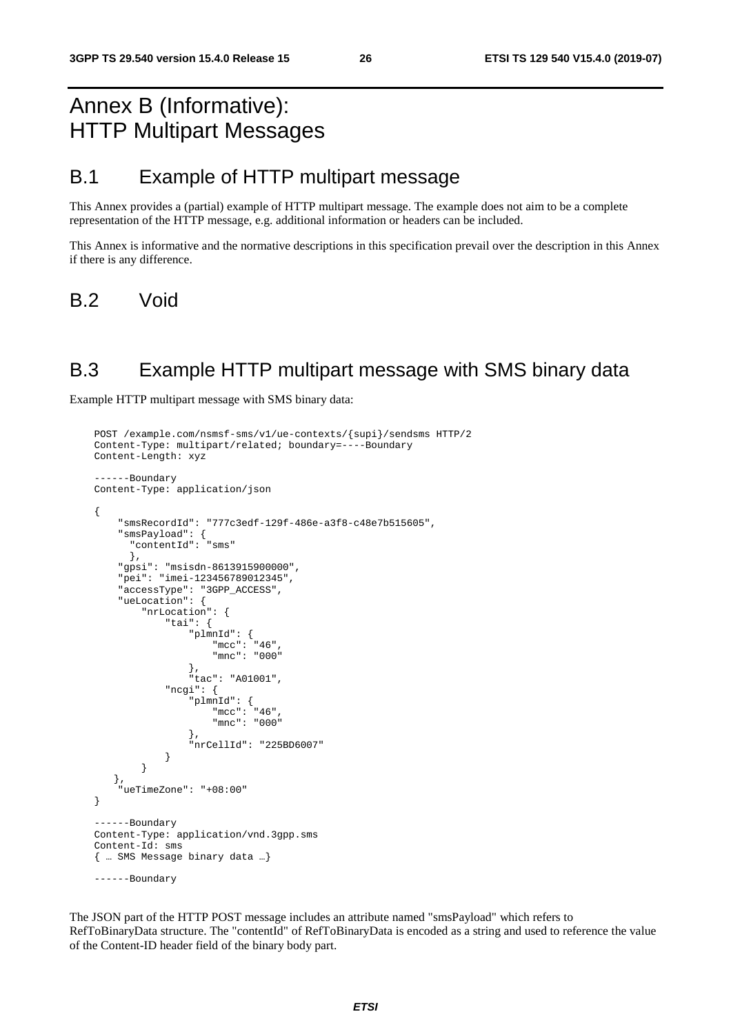# Annex B (Informative): HTTP Multipart Messages

## B.1 Example of HTTP multipart message

This Annex provides a (partial) example of HTTP multipart message. The example does not aim to be a complete representation of the HTTP message, e.g. additional information or headers can be included.

This Annex is informative and the normative descriptions in this specification prevail over the description in this Annex if there is any difference.

## B.2 Void

## B.3 Example HTTP multipart message with SMS binary data

Example HTTP multipart message with SMS binary data:

```
POST /example.com/nsmsf-sms/v1/ue-contexts/{supi}/sendsms HTTP/2
Content-Type: multipart/related; boundary=----Boundary
Content-Length: xyz

------Boundary
Content-Type: application/json

{
    "smsRecordId": "777c3edf-129f-486e-a3f8-c48e7b515605",
    "smsPayload": {
      "contentId": "sms"
      },
    "gpsi": "msisdn-8613915900000",
    "pei": "imei-123456789012345",
    "accessType": "3GPP_ACCESS",
    "ueLocation": {
        "nrLocation": {
            "tai": {
                "plmnId": {
                    "mcc": "46",
                    "mnc": "000"
                },
                "tac": "A01001",
            "ncgi": {
                "plmnId": {
                    "mcc": "46",
                    "mnc": "000"
                },
                "nrCellId": "225BD6007"
            }
        }
    },
    "ueTimeZone": "+08:00"
}

------Boundary
Content-Type: application/vnd.3gpp.sms
Content-Id: sms
{ … SMS Message binary data …}

------Boundary
```

The JSON part of the HTTP POST message includes an attribute named "smsPayload" which refers to RefToBinaryData structure. The "contentId" of RefToBinaryData is encoded as a string and used to reference the value of the Content-ID header field of the binary body part.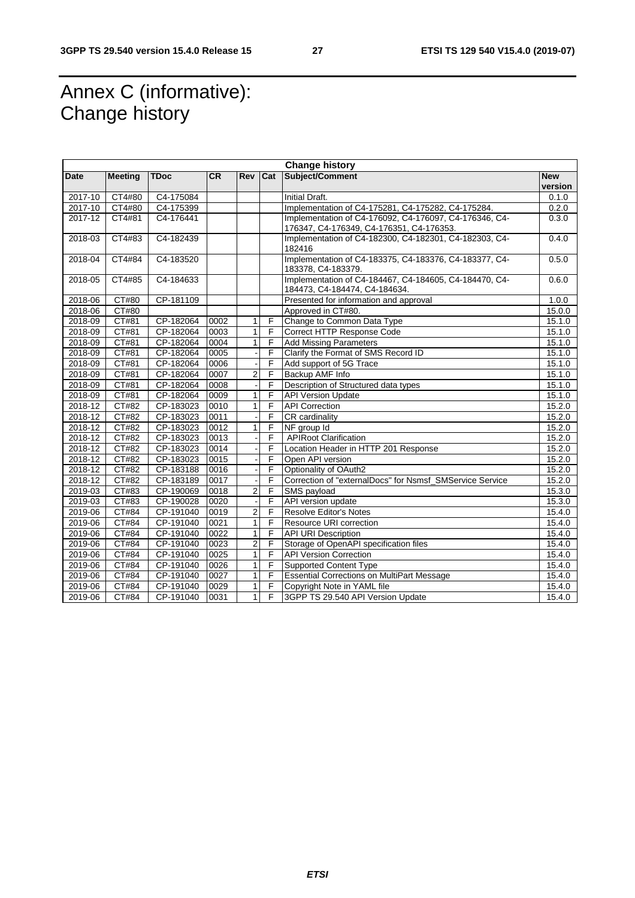# Annex C (informative): Change history

| Change history | | | | | | | |
|---|---|---|---|---|---|---|---|
| **Date** | **Meeting** | **TDoc** | **CR** | **Rev** | **Cat** | **Subject/Comment** | **New version** |
| 2017-10 | CT4#80 | C4-175084 | | | | Initial Draft. | 0.1.0 |
| 2017-10 | CT4#80 | C4-175399 | | | | Implementation of C4-175281, C4-175282, C4-175284. | 0.2.0 |
| 2017-12 | CT4#81 | C4-176441 | | | | Implementation of C4-176092, C4-176097, C4-176346, C4-176347, C4-176349, C4-176351, C4-176353. | 0.3.0 |
| 2018-03 | CT4#83 | C4-182439 | | | | Implementation of C4-182300, C4-182301, C4-182303, C4-182416 | 0.4.0 |
| 2018-04 | CT4#84 | C4-183520 | | | | Implementation of C4-183375, C4-183376, C4-183377, C4-183378, C4-183379. | 0.5.0 |
| 2018-05 | CT4#85 | C4-184633 | | | | Implementation of C4-184467, C4-184605, C4-184470, C4-184473, C4-184474, C4-184634. | 0.6.0 |
| 2018-06 | CT#80 | CP-181109 | | | | Presented for information and approval | 1.0.0 |
| 2018-06 | CT#80 | | | | | Approved in CT#80. | 15.0.0 |
| 2018-09 | CT#81 | CP-182064 | 0002 | 1 | F | Change to Common Data Type | 15.1.0 |
| 2018-09 | CT#81 | CP-182064 | 0003 | 1 | F | Correct HTTP Response Code | 15.1.0 |
| 2018-09 | CT#81 | CP-182064 | 0004 | 1 | F | Add Missing Parameters | 15.1.0 |
| 2018-09 | CT#81 | CP-182064 | 0005 | - | F | Clarify the Format of SMS Record ID | 15.1.0 |
| 2018-09 | CT#81 | CP-182064 | 0006 | - | F | Add support of 5G Trace | 15.1.0 |
| 2018-09 | CT#81 | CP-182064 | 0007 | 2 | F | Backup AMF Info | 15.1.0 |
| 2018-09 | CT#81 | CP-182064 | 0008 | - | F | Description of Structured data types | 15.1.0 |
| 2018-09 | CT#81 | CP-182064 | 0009 | 1 | F | API Version Update | 15.1.0 |
| 2018-12 | CT#82 | CP-183023 | 0010 | 1 | F | API Correction | 15.2.0 |
| 2018-12 | CT#82 | CP-183023 | 0011 | - | F | CR cardinality | 15.2.0 |
| 2018-12 | CT#82 | CP-183023 | 0012 | 1 | F | NF group Id | 15.2.0 |
| 2018-12 | CT#82 | CP-183023 | 0013 | - | F | APIRoot Clarification | 15.2.0 |
| 2018-12 | CT#82 | CP-183023 | 0014 | - | F | Location Header in HTTP 201 Response | 15.2.0 |
| 2018-12 | CT#82 | CP-183023 | 0015 | - | F | Open API version | 15.2.0 |
| 2018-12 | CT#82 | CP-183188 | 0016 | - | F | Optionality of OAuth2 | 15.2.0 |
| 2018-12 | CT#82 | CP-183189 | 0017 | - | F | Correction of "externalDocs" for Nsmsf_SMService Service | 15.2.0 |
| 2019-03 | CT#83 | CP-190069 | 0018 | 2 | F | SMS payload | 15.3.0 |
| 2019-03 | CT#83 | CP-190028 | 0020 | - | F | API version update | 15.3.0 |
| 2019-06 | CT#84 | CP-191040 | 0019 | 2 | F | Resolve Editor's Notes | 15.4.0 |
| 2019-06 | CT#84 | CP-191040 | 0021 | 1 | F | Resource URI correction | 15.4.0 |
| 2019-06 | CT#84 | CP-191040 | 0022 | 1 | F | API URI Description | 15.4.0 |
| 2019-06 | CT#84 | CP-191040 | 0023 | 2 | F | Storage of OpenAPI specification files | 15.4.0 |
| 2019-06 | CT#84 | CP-191040 | 0025 | 1 | F | API Version Correction | 15.4.0 |
| 2019-06 | CT#84 | CP-191040 | 0026 | 1 | F | Supported Content Type | 15.4.0 |
| 2019-06 | CT#84 | CP-191040 | 0027 | 1 | F | Essential Corrections on MultiPart Message | 15.4.0 |
| 2019-06 | CT#84 | CP-191040 | 0029 | 1 | F | Copyright Note in YAML file | 15.4.0 |
| 2019-06 | CT#84 | CP-191040 | 0031 | 1 | F | 3GPP TS 29.540 API Version Update | 15.4.0 |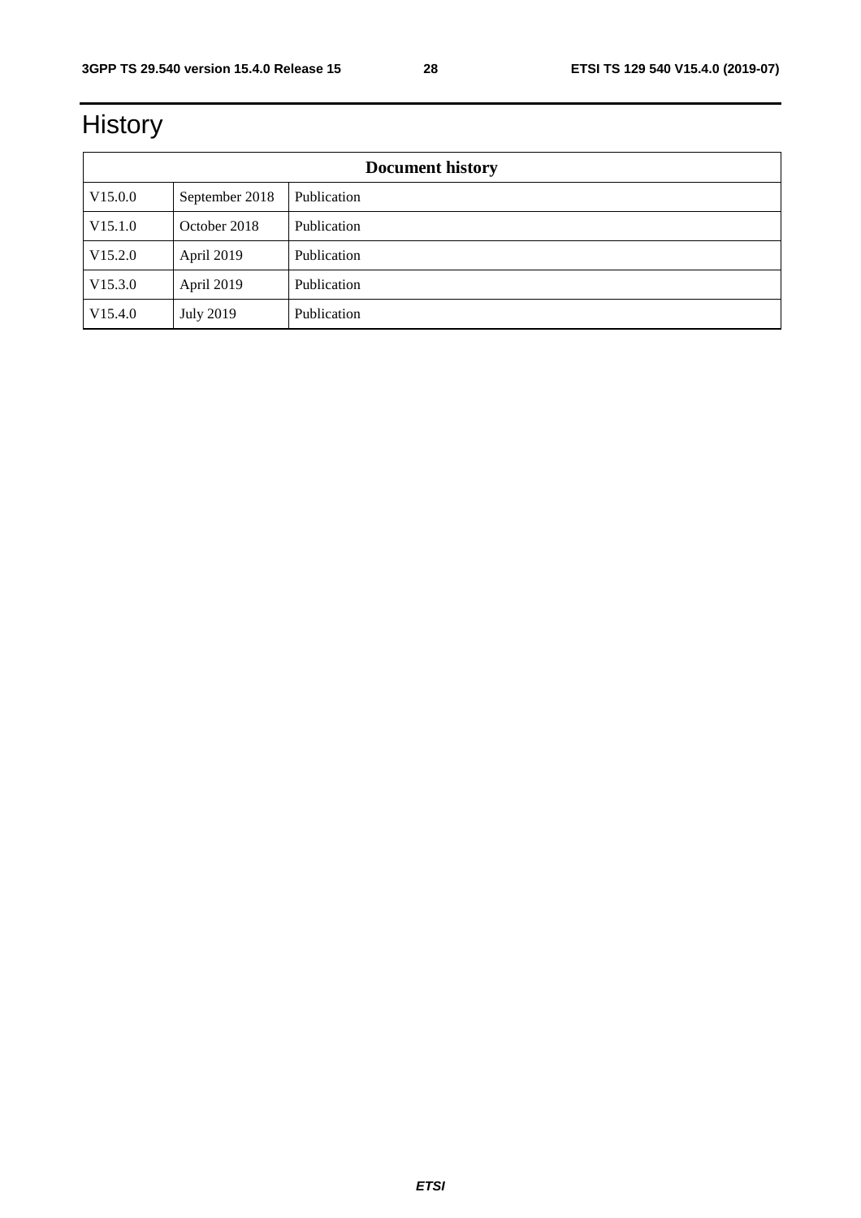# History

| Document history | | |
|---|---|---|
| V15.0.0 | September 2018 | Publication |
| V15.1.0 | October 2018 | Publication |
| V15.2.0 | April 2019 | Publication |
| V15.3.0 | April 2019 | Publication |
| V15.4.0 | July 2019 | Publication |